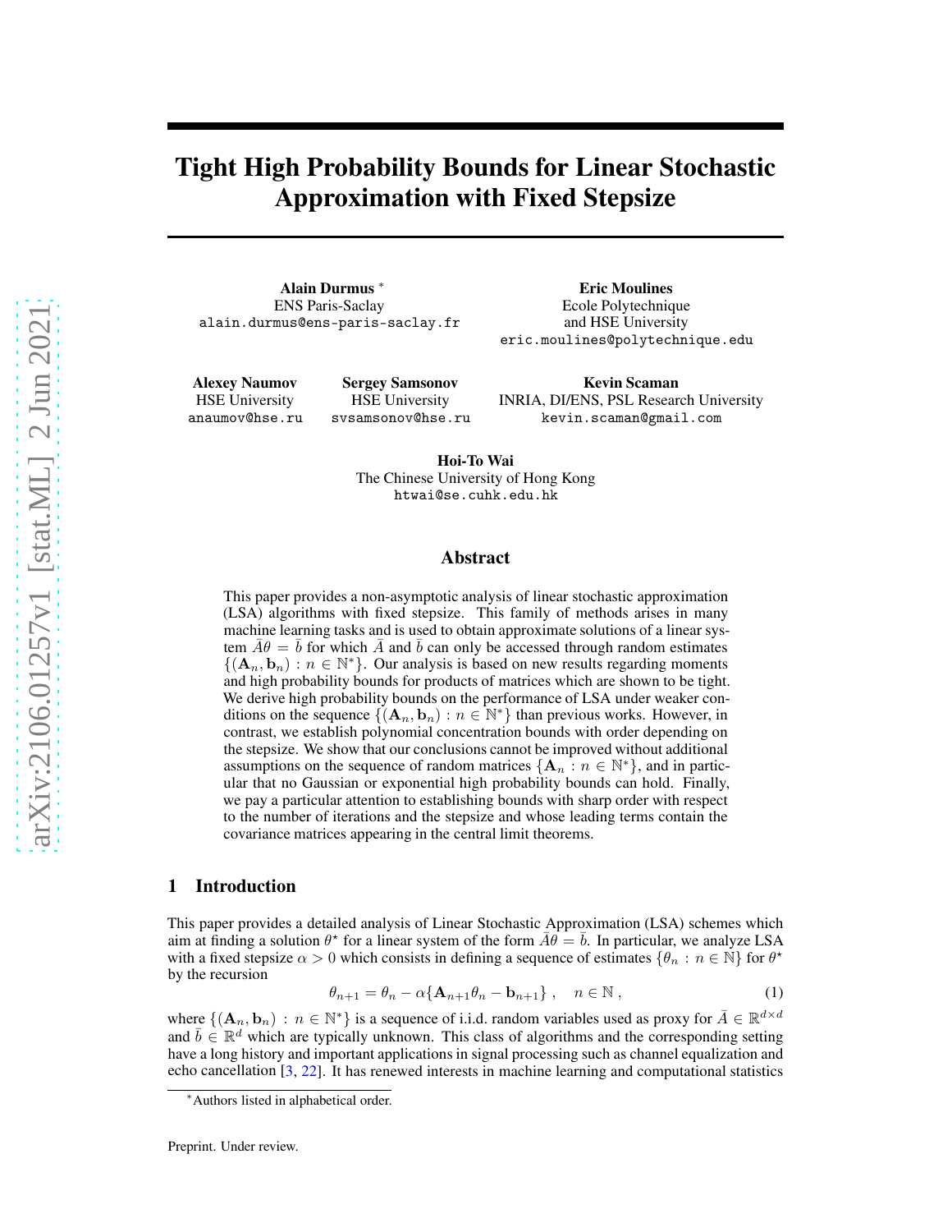# Tight High Probability Bounds for Linear Stochastic Approximation with Fixed Stepsize

**Alain Durmus** [*]
ENS Paris-Saclay
alain.durmus@ens-paris-saclay.fr

**Eric Moulines**
Ecole Polytechnique
and HSE University
eric.moulines@polytechnique.edu

**Alexey Naumov**
HSE University
anaumov@hse.ru

**Sergey Samsonov**
HSE University
svsamsonov@hse.ru

**Kevin Scaman**
INRIA, DI/ENS, PSL Research University
kevin.scaman@gmail.com

**Hoi-To Wai**
The Chinese University of Hong Kong
htwai@se.cuhk.edu.hk

## Abstract

This paper provides a non-asymptotic analysis of linear stochastic approximation (LSA) algorithms with fixed stepsize. This family of methods arises in many machine learning tasks and is used to obtain approximate solutions of a linear system $\bar{A}\theta = \bar{b}$ for which $\bar{A}$ and $\bar{b}$ can only be accessed through random estimates $\{(\mathbf{A}_n, \mathbf{b}_n) : n \in \mathbb{N}^*\}$. Our analysis is based on new results regarding moments and high probability bounds for products of matrices which are shown to be tight. We derive high probability bounds on the performance of LSA under weaker conditions on the sequence $\{(\mathbf{A}_n, \mathbf{b}_n) : n \in \mathbb{N}^*\}$ than previous works. However, in contrast, we establish polynomial concentration bounds with order depending on the stepsize. We show that our conclusions cannot be improved without additional assumptions on the sequence of random matrices $\{\mathbf{A}_n : n \in \mathbb{N}^*\}$, and in particular that no Gaussian or exponential high probability bounds can hold. Finally, we pay a particular attention to establishing bounds with sharp order with respect to the number of iterations and the stepsize and whose leading terms contain the covariance matrices appearing in the central limit theorems.

## 1 Introduction

This paper provides a detailed analysis of Linear Stochastic Approximation (LSA) schemes which aim at finding a solution $\theta^\star$ for a linear system of the form $\bar{A}\theta = \bar{b}$. In particular, we analyze LSA with a fixed stepsize $\alpha > 0$ which consists in defining a sequence of estimates $\{\theta_n : n \in \mathbb{N}\}$ for $\theta^\star$ by the recursion

$$\theta_{n+1} = \theta_n - \alpha\{\mathbf{A}_{n+1}\theta_n - \mathbf{b}_{n+1}\}\,, \quad n \in \mathbb{N}\,, \tag{1}$$

where $\{(\mathbf{A}_n, \mathbf{b}_n) : n \in \mathbb{N}^*\}$ is a sequence of i.i.d. random variables used as proxy for $\bar{A} \in \mathbb{R}^{d\times d}$ and $\bar{b} \in \mathbb{R}^d$ which are typically unknown. This class of algorithms and the corresponding setting have a long history and important applications in signal processing such as channel equalization and echo cancellation [3, 22]. It has renewed interests in machine learning and computational statistics

[*] Authors listed in alphabetical order.

Preprint. Under review.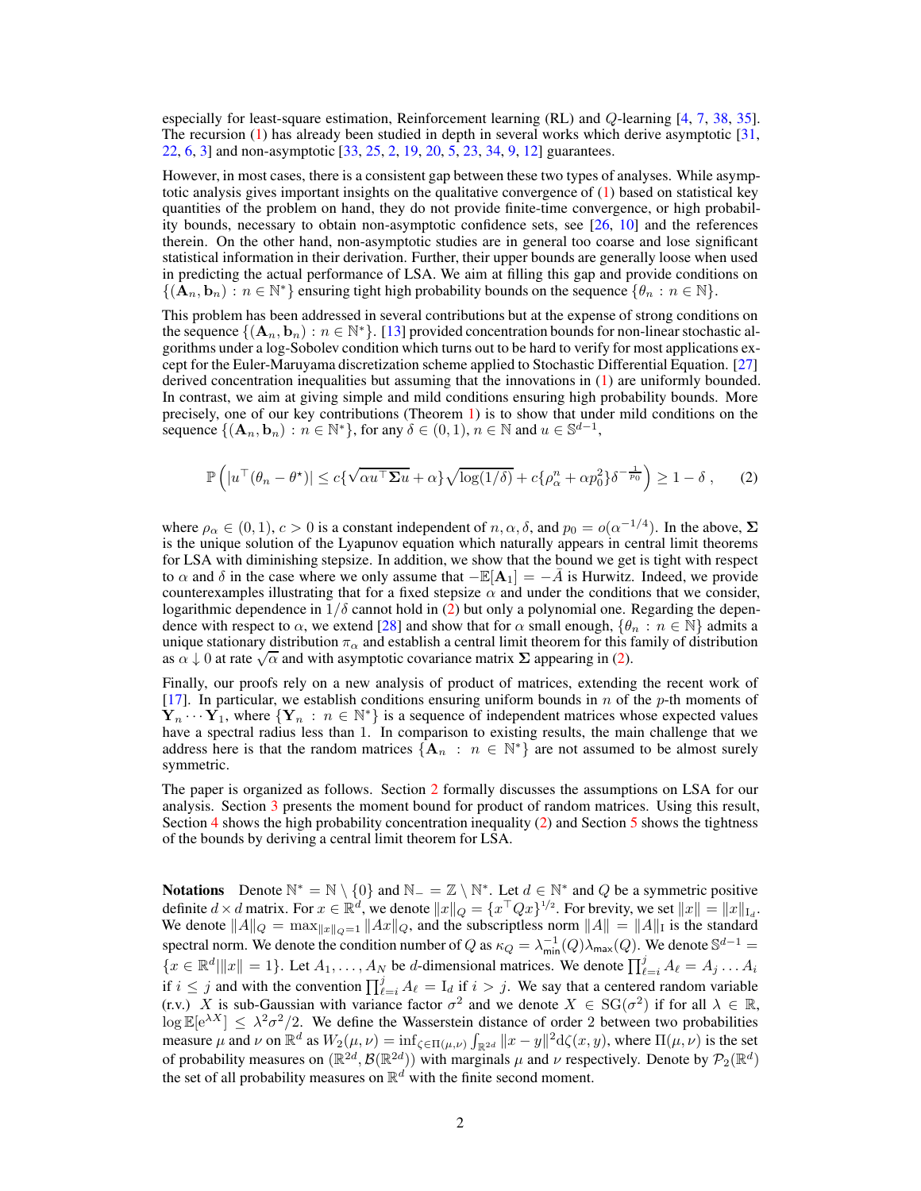especially for least-square estimation, Reinforcement learning (RL) and $Q$-learning [4, 7, 38, 35]. The recursion (1) has already been studied in depth in several works which derive asymptotic [31, 22, 6, 3] and non-asymptotic [33, 25, 2, 19, 20, 5, 23, 34, 9, 12] guarantees.

However, in most cases, there is a consistent gap between these two types of analyses. While asymptotic analysis gives important insights on the qualitative convergence of (1) based on statistical key quantities of the problem on hand, they do not provide finite-time convergence, or high probability bounds, necessary to obtain non-asymptotic confidence sets, see [26, 10] and the references therein. On the other hand, non-asymptotic studies are in general too coarse and lose significant statistical information in their derivation. Further, their upper bounds are generally loose when used in predicting the actual performance of LSA. We aim at filling this gap and provide conditions on $\{(\mathbf{A}_n, \mathbf{b}_n) : n \in \mathbb{N}^*\}$ ensuring tight high probability bounds on the sequence $\{\theta_n : n \in \mathbb{N}\}$.

This problem has been addressed in several contributions but at the expense of strong conditions on the sequence $\{(\mathbf{A}_n, \mathbf{b}_n) : n \in \mathbb{N}^*\}$. [13] provided concentration bounds for non-linear stochastic algorithms under a log-Sobolev condition which turns out to be hard to verify for most applications except for the Euler-Maruyama discretization scheme applied to Stochastic Differential Equation. [27] derived concentration inequalities but assuming that the innovations in (1) are uniformly bounded. In contrast, we aim at giving simple and mild conditions ensuring high probability bounds. More precisely, one of our key contributions (Theorem 1) is to show that under mild conditions on the sequence $\{(\mathbf{A}_n, \mathbf{b}_n) : n \in \mathbb{N}^*\}$, for any $\delta \in (0,1)$, $n \in \mathbb{N}$ and $u \in \mathbb{S}^{d-1}$,

$$
\mathbb{P}\left( |u^\top(\theta_n - \theta^\star)| \leq c\{\sqrt{\alpha u^\top \mathbf{\Sigma} u} + \alpha\}\sqrt{\log(1/\delta)} + c\{\rho_\alpha^n + \alpha p_0^2\}\delta^{-\frac{1}{p_0}} \right) \geq 1 - \delta \,, \tag{2}
$$

where $\rho_\alpha \in (0,1)$, $c > 0$ is a constant independent of $n, \alpha, \delta$, and $p_0 = o(\alpha^{-1/4})$. In the above, $\mathbf{\Sigma}$ is the unique solution of the Lyapunov equation which naturally appears in central limit theorems for LSA with diminishing stepsize. In addition, we show that the bound we get is tight with respect to $\alpha$ and $\delta$ in the case where we only assume that $-\mathbb{E}[\mathbf{A}_1] = -\bar{A}$ is Hurwitz. Indeed, we provide counterexamples illustrating that for a fixed stepsize $\alpha$ and under the conditions that we consider, logarithmic dependence in $1/\delta$ cannot hold in (2) but only a polynomial one. Regarding the dependence with respect to $\alpha$, we extend [28] and show that for $\alpha$ small enough, $\{\theta_n : n \in \mathbb{N}\}$ admits a unique stationary distribution $\pi_\alpha$ and establish a central limit theorem for this family of distribution as $\alpha \downarrow 0$ at rate $\sqrt{\alpha}$ and with asymptotic covariance matrix $\mathbf{\Sigma}$ appearing in (2).

Finally, our proofs rely on a new analysis of product of matrices, extending the recent work of [17]. In particular, we establish conditions ensuring uniform bounds in $n$ of the $p$-th moments of $\mathbf{Y}_n \cdots \mathbf{Y}_1$, where $\{\mathbf{Y}_n : n \in \mathbb{N}^*\}$ is a sequence of independent matrices whose expected values have a spectral radius less than 1. In comparison to existing results, the main challenge that we address here is that the random matrices $\{\mathbf{A}_n : n \in \mathbb{N}^*\}$ are not assumed to be almost surely symmetric.

The paper is organized as follows. Section 2 formally discusses the assumptions on LSA for our analysis. Section 3 presents the moment bound for product of random matrices. Using this result, Section 4 shows the high probability concentration inequality (2) and Section 5 shows the tightness of the bounds by deriving a central limit theorem for LSA.

**Notations** Denote $\mathbb{N}^* = \mathbb{N} \setminus \{0\}$ and $\mathbb{N}_- = \mathbb{Z} \setminus \mathbb{N}^*$. Let $d \in \mathbb{N}^*$ and $Q$ be a symmetric positive definite $d \times d$ matrix. For $x \in \mathbb{R}^d$, we denote $\|x\|_Q = \{x^\top Q x\}^{1/2}$. For brevity, we set $\|x\| = \|x\|_{\mathrm{I}_d}$. We denote $\|A\|_Q = \max_{\|x\|_Q = 1} \|Ax\|_Q$, and the subscriptless norm $\|A\| = \|A\|_{\mathrm{I}}$ is the standard spectral norm. We denote the condition number of $Q$ as $\kappa_Q = \lambda_{\min}^{-1}(Q)\lambda_{\max}(Q)$. We denote $\mathbb{S}^{d-1} = \{x \in \mathbb{R}^d | \|x\| = 1\}$. Let $A_1, \ldots, A_N$ be $d$-dimensional matrices. We denote $\prod_{\ell=i}^j A_\ell = A_j \ldots A_i$ if $i \leq j$ and with the convention $\prod_{\ell=i}^j A_\ell = \mathrm{I}_d$ if $i > j$. We say that a centered random variable (r.v.) $X$ is sub-Gaussian with variance factor $\sigma^2$ and we denote $X \in \mathrm{SG}(\sigma^2)$ if for all $\lambda \in \mathbb{R}$, $\log \mathbb{E}[\mathrm{e}^{\lambda X}] \leq \lambda^2 \sigma^2 / 2$. We define the Wasserstein distance of order 2 between two probabilities measure $\mu$ and $\nu$ on $\mathbb{R}^d$ as $W_2(\mu, \nu) = \inf_{\zeta \in \Pi(\mu,\nu)} \int_{\mathbb{R}^{2d}} \|x - y\|^2 \mathrm{d}\zeta(x, y)$, where $\Pi(\mu, \nu)$ is the set of probability measures on $(\mathbb{R}^{2d}, \mathcal{B}(\mathbb{R}^{2d}))$ with marginals $\mu$ and $\nu$ respectively. Denote by $\mathcal{P}_2(\mathbb{R}^d)$ the set of all probability measures on $\mathbb{R}^d$ with the finite second moment.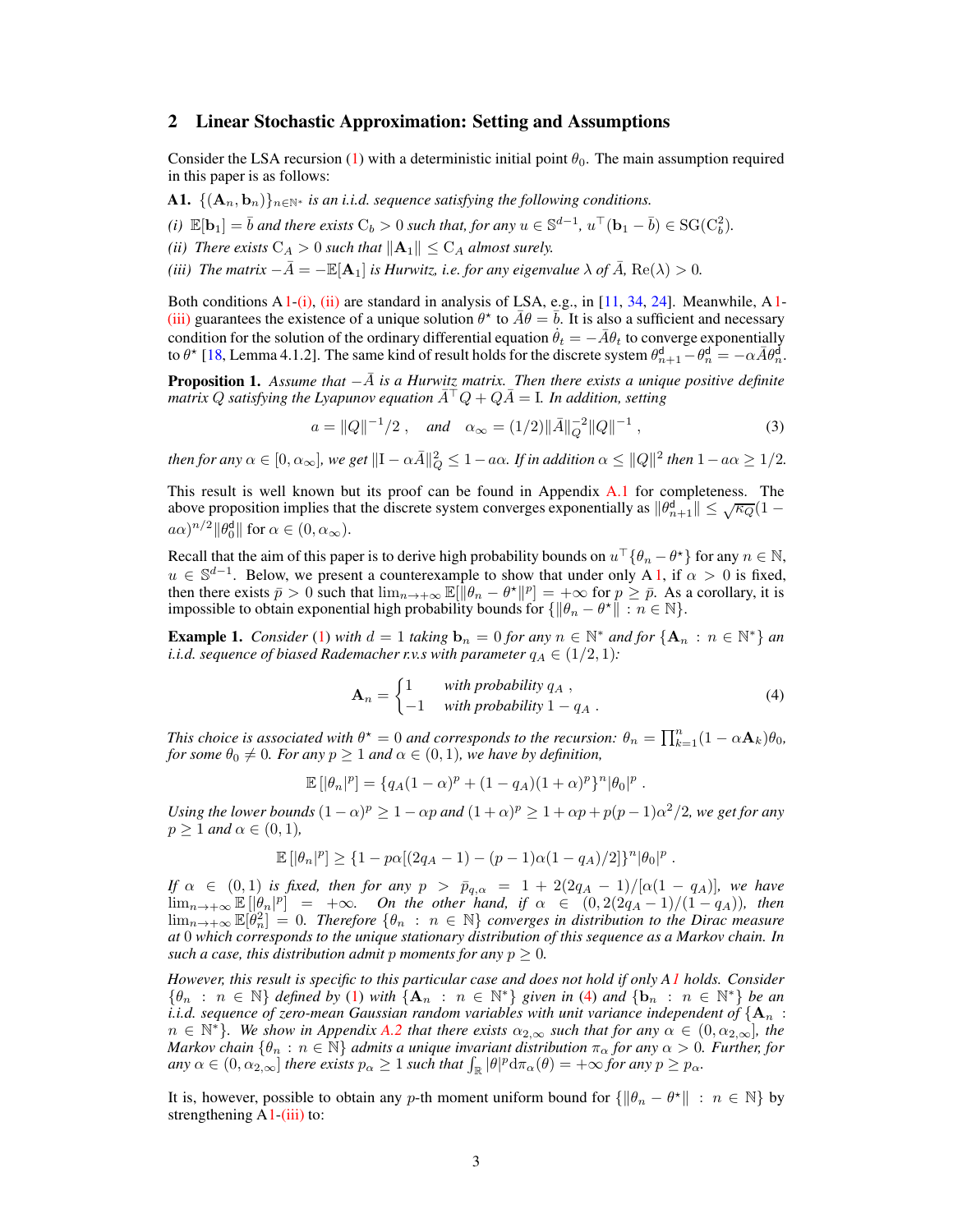## 2 Linear Stochastic Approximation: Setting and Assumptions

Consider the LSA recursion (1) with a deterministic initial point $\theta_0$. The main assumption required in this paper is as follows:

**A1.** *$\{(\mathbf{A}_n, \mathbf{b}_n)\}_{n\in\mathbb{N}^*}$ is an i.i.d. sequence satisfying the following conditions.*

*(i) $\mathbb{E}[\mathbf{b}_1] = \bar{b}$ and there exists $\mathrm{C}_b > 0$ such that, for any $u \in \mathbb{S}^{d-1}$, $u^\top(\mathbf{b}_1 - \bar{b}) \in \mathrm{SG}(\mathrm{C}_b^2)$.*

*(ii) There exists $\mathrm{C}_A > 0$ such that $\|\mathbf{A}_1\| \leq \mathrm{C}_A$ almost surely.*

*(iii) The matrix $-\bar{A} = -\mathbb{E}[\mathbf{A}_1]$ is Hurwitz, i.e. for any eigenvalue $\lambda$ of $\bar{A}$, $\mathrm{Re}(\lambda) > 0$.*

Both conditions A1-(i), (ii) are standard in analysis of LSA, e.g., in [11, 34, 24]. Meanwhile, A1-(iii) guarantees the existence of a unique solution $\theta^\star$ to $\bar{A}\theta = \bar{b}$. It is also a sufficient and necessary condition for the solution of the ordinary differential equation $\dot{\theta}_t = -\bar{A}\theta_t$ to converge exponentially to $\theta^\star$ [18, Lemma 4.1.2]. The same kind of result holds for the discrete system $\theta^{\mathrm{d}}_{n+1} - \theta^{\mathrm{d}}_n = -\alpha\bar{A}\theta^{\mathrm{d}}_n$.

**Proposition 1.** *Assume that $-\bar{A}$ is a Hurwitz matrix. Then there exists a unique positive definite matrix $Q$ satisfying the Lyapunov equation $\bar{A}^\top Q + Q\bar{A} = \mathrm{I}$. In addition, setting*

$$a = \|Q\|^{-1}/2\ , \quad \text{and} \quad \alpha_\infty = (1/2)\|\bar{A}\|_Q^{-2}\|Q\|^{-1}\ , \tag{3}$$

*then for any $\alpha \in [0, \alpha_\infty]$, we get $\|\mathrm{I} - \alpha\bar{A}\|_Q^2 \leq 1 - a\alpha$. If in addition $\alpha \leq \|Q\|^2$ then $1 - a\alpha \geq 1/2$.*

This result is well known but its proof can be found in Appendix A.1 for completeness. The above proposition implies that the discrete system converges exponentially as $\|\theta^{\mathrm{d}}_{n+1}\| \leq \sqrt{\kappa_Q}(1 - a\alpha)^{n/2}\|\theta^{\mathrm{d}}_0\|$ for $\alpha \in (0, \alpha_\infty)$.

Recall that the aim of this paper is to derive high probability bounds on $u^\top\{\theta_n - \theta^\star\}$ for any $n \in \mathbb{N}$, $u \in \mathbb{S}^{d-1}$. Below, we present a counterexample to show that under only A1, if $\alpha > 0$ is fixed, then there exists $\bar{p} > 0$ such that $\lim_{n\to+\infty}\mathbb{E}[\|\theta_n - \theta^\star\|^p] = +\infty$ for $p \geq \bar{p}$. As a corollary, it is impossible to obtain exponential high probability bounds for $\{\|\theta_n - \theta^\star\| : n \in \mathbb{N}\}$.

**Example 1.** *Consider (1) with $d = 1$ taking $\mathbf{b}_n = 0$ for any $n \in \mathbb{N}^*$ and for $\{\mathbf{A}_n : n \in \mathbb{N}^*\}$ an i.i.d. sequence of biased Rademacher r.v.s with parameter $q_A \in (1/2, 1)$:*

$$\mathbf{A}_n = \begin{cases} 1 & \text{with probability } q_A\ , \\ -1 & \text{with probability } 1 - q_A\ . \end{cases} \tag{4}$$

*This choice is associated with $\theta^\star = 0$ and corresponds to the recursion: $\theta_n = \prod_{k=1}^n(1 - \alpha\mathbf{A}_k)\theta_0$, for some $\theta_0 \neq 0$. For any $p \geq 1$ and $\alpha \in (0, 1)$, we have by definition,*

$$\mathbb{E}\left[|\theta_n|^p\right] = \{q_A(1 - \alpha)^p + (1 - q_A)(1 + \alpha)^p\}^n|\theta_0|^p\ .$$

*Using the lower bounds $(1 - \alpha)^p \geq 1 - \alpha p$ and $(1 + \alpha)^p \geq 1 + \alpha p + p(p-1)\alpha^2/2$, we get for any $p \geq 1$ and $\alpha \in (0, 1)$,*

$$\mathbb{E}\left[|\theta_n|^p\right] \geq \{1 - p\alpha[(2q_A - 1) - (p - 1)\alpha(1 - q_A)/2]\}^n|\theta_0|^p\ .$$

*If $\alpha \in (0, 1)$ is fixed, then for any $p > \bar{p}_{q,\alpha} = 1 + 2(2q_A - 1)/[\alpha(1 - q_A)]$, we have $\lim_{n\to+\infty}\mathbb{E}\left[|\theta_n|^p\right] = +\infty$. On the other hand, if $\alpha \in (0, 2(2q_A - 1)/(1 - q_A))$, then $\lim_{n\to+\infty}\mathbb{E}[\theta_n^2] = 0$. Therefore $\{\theta_n : n \in \mathbb{N}\}$ converges in distribution to the Dirac measure at 0 which corresponds to the unique stationary distribution of this sequence as a Markov chain. In such a case, this distribution admit $p$ moments for any $p \geq 0$.*

*However, this result is specific to this particular case and does not hold if only A1 holds. Consider $\{\theta_n : n \in \mathbb{N}\}$ defined by (1) with $\{\mathbf{A}_n : n \in \mathbb{N}^*\}$ given in (4) and $\{\mathbf{b}_n : n \in \mathbb{N}^*\}$ be an i.i.d. sequence of zero-mean Gaussian random variables with unit variance independent of $\{\mathbf{A}_n : n \in \mathbb{N}^*\}$. We show in Appendix A.2 that there exists $\alpha_{2,\infty}$ such that for any $\alpha \in (0, \alpha_{2,\infty}]$, the Markov chain $\{\theta_n : n \in \mathbb{N}\}$ admits a unique invariant distribution $\pi_\alpha$ for any $\alpha > 0$. Further, for any $\alpha \in (0, \alpha_{2,\infty}]$ there exists $p_\alpha \geq 1$ such that $\int_{\mathbb{R}}|\theta|^p\mathrm{d}\pi_\alpha(\theta) = +\infty$ for any $p \geq p_\alpha$.*

It is, however, possible to obtain any $p$-th moment uniform bound for $\{\|\theta_n - \theta^\star\| : n \in \mathbb{N}\}$ by strengthening A1-(iii) to: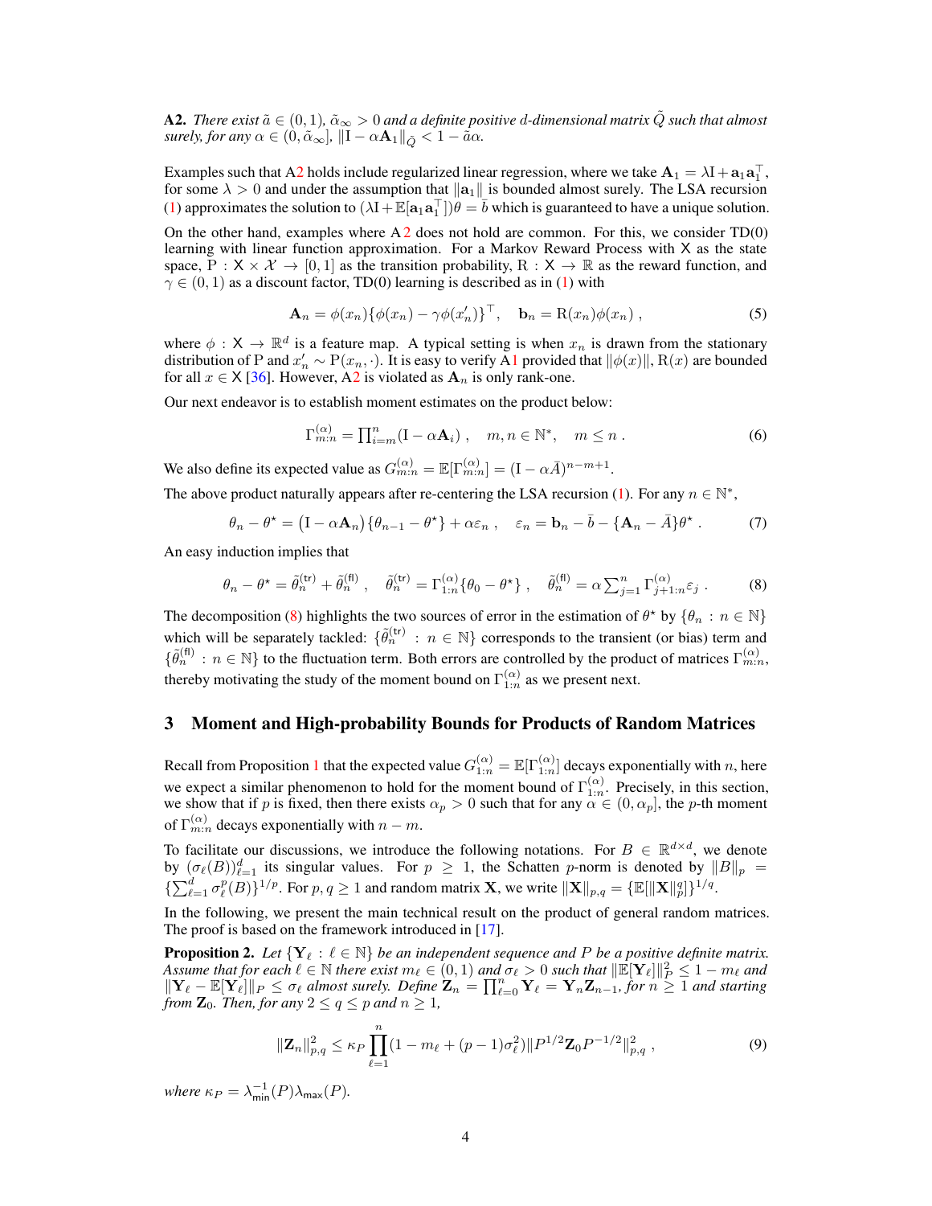**A2.** *There exist $\tilde{a} \in (0,1)$, $\tilde{\alpha}_\infty > 0$ and a definite positive $d$-dimensional matrix $\tilde{Q}$ such that almost surely, for any $\alpha \in (0, \tilde{\alpha}_\infty]$, $\|\mathrm{I} - \alpha \mathbf{A}_1\|_{\tilde{Q}} < 1 - \tilde{a}\alpha$.*

Examples such that A2 holds include regularized linear regression, where we take $\mathbf{A}_1 = \lambda \mathrm{I} + \mathbf{a}_1 \mathbf{a}_1^\top$, for some $\lambda > 0$ and under the assumption that $\|\mathbf{a}_1\|$ is bounded almost surely. The LSA recursion (1) approximates the solution to $(\lambda \mathrm{I} + \mathbb{E}[\mathbf{a}_1 \mathbf{a}_1^\top])\theta = \bar{b}$ which is guaranteed to have a unique solution.

On the other hand, examples where A 2 does not hold are common. For this, we consider TD(0) learning with linear function approximation. For a Markov Reward Process with $\mathsf{X}$ as the state space, $\mathrm{P} : \mathsf{X} \times \mathcal{X} \to [0, 1]$ as the transition probability, $\mathrm{R} : \mathsf{X} \to \mathbb{R}$ as the reward function, and $\gamma \in (0, 1)$ as a discount factor, TD(0) learning is described as in (1) with

$$
\mathbf{A}_n = \phi(x_n)\{\phi(x_n) - \gamma \phi(x_n')\}^\top, \quad \mathbf{b}_n = \mathrm{R}(x_n)\phi(x_n) \;, \tag{5}
$$

where $\phi : \mathsf{X} \to \mathbb{R}^d$ is a feature map. A typical setting is when $x_n$ is drawn from the stationary distribution of P and $x_n' \sim \mathrm{P}(x_n, \cdot)$. It is easy to verify A1 provided that $\|\phi(x)\|$, $\mathrm{R}(x)$ are bounded for all $x \in \mathsf{X}$ [36]. However, A2 is violated as $\mathbf{A}_n$ is only rank-one.

Our next endeavor is to establish moment estimates on the product below:

$$
\Gamma_{m:n}^{(\alpha)} = \textstyle\prod_{i=m}^{n} (\mathrm{I} - \alpha \mathbf{A}_i) \;, \quad m, n \in \mathbb{N}^*, \quad m \le n \;. \tag{6}
$$

We also define its expected value as $G_{m:n}^{(\alpha)} = \mathbb{E}[\Gamma_{m:n}^{(\alpha)}] = (\mathrm{I} - \alpha \bar{A})^{n-m+1}$.

The above product naturally appears after re-centering the LSA recursion (1). For any $n \in \mathbb{N}^*$,

$$
\theta_n - \theta^\star = \big(\mathrm{I} - \alpha \mathbf{A}_n\big)\{\theta_{n-1} - \theta^\star\} + \alpha \varepsilon_n \;, \quad \varepsilon_n = \mathbf{b}_n - \bar{b} - \{\mathbf{A}_n - \bar{A}\}\theta^\star \;. \tag{7}
$$

An easy induction implies that

$$
\theta_n - \theta^\star = \tilde{\theta}_n^{(\mathsf{tr})} + \tilde{\theta}_n^{(\mathsf{fl})} \;, \quad \tilde{\theta}_n^{(\mathsf{tr})} = \Gamma_{1:n}^{(\alpha)}\{\theta_0 - \theta^\star\} \;, \quad \tilde{\theta}_n^{(\mathsf{fl})} = \alpha \textstyle\sum_{j=1}^{n} \Gamma_{j+1:n}^{(\alpha)} \varepsilon_j \;. \tag{8}
$$

The decomposition (8) highlights the two sources of error in the estimation of $\theta^\star$ by $\{\theta_n : n \in \mathbb{N}\}$ which will be separately tackled: $\{\tilde{\theta}_n^{(\mathsf{tr})} : n \in \mathbb{N}\}$ corresponds to the transient (or bias) term and $\{\tilde{\theta}_n^{(\mathsf{fl})} : n \in \mathbb{N}\}$ to the fluctuation term. Both errors are controlled by the product of matrices $\Gamma_{m:n}^{(\alpha)}$, thereby motivating the study of the moment bound on $\Gamma_{1:n}^{(\alpha)}$ as we present next.

## 3 Moment and High-probability Bounds for Products of Random Matrices

Recall from Proposition 1 that the expected value $G_{1:n}^{(\alpha)} = \mathbb{E}[\Gamma_{1:n}^{(\alpha)}]$ decays exponentially with $n$, here we expect a similar phenomenon to hold for the moment bound of $\Gamma_{1:n}^{(\alpha)}$. Precisely, in this section, we show that if $p$ is fixed, then there exists $\alpha_p > 0$ such that for any $\alpha \in (0, \alpha_p]$, the $p$-th moment of $\Gamma_{m:n}^{(\alpha)}$ decays exponentially with $n - m$.

To facilitate our discussions, we introduce the following notations. For $B \in \mathbb{R}^{d \times d}$, we denote by $(\sigma_\ell(B))_{\ell=1}^d$ its singular values. For $p \ge 1$, the Schatten $p$-norm is denoted by $\|B\|_p = \{\sum_{\ell=1}^d \sigma_\ell^p(B)\}^{1/p}$. For $p, q \ge 1$ and random matrix $\mathbf{X}$, we write $\|\mathbf{X}\|_{p,q} = \{\mathbb{E}[\|\mathbf{X}\|_p^q]\}^{1/q}$.

In the following, we present the main technical result on the product of general random matrices. The proof is based on the framework introduced in [17].

**Proposition 2.** *Let $\{\mathbf{Y}_\ell : \ell \in \mathbb{N}\}$ be an independent sequence and $P$ be a positive definite matrix. Assume that for each $\ell \in \mathbb{N}$ there exist $m_\ell \in (0, 1)$ and $\sigma_\ell > 0$ such that $\|\mathbb{E}[\mathbf{Y}_\ell]\|_P^2 \le 1 - m_\ell$ and $\|\mathbf{Y}_\ell - \mathbb{E}[\mathbf{Y}_\ell]\|_P \le \sigma_\ell$ almost surely. Define $\mathbf{Z}_n = \prod_{\ell=0}^n \mathbf{Y}_\ell = \mathbf{Y}_n \mathbf{Z}_{n-1}$, for $n \ge 1$ and starting from $\mathbf{Z}_0$. Then, for any $2 \le q \le p$ and $n \ge 1$,*

$$
\|\mathbf{Z}_n\|_{p,q}^2 \le \kappa_P \prod_{\ell=1}^{n} (1 - m_\ell + (p-1)\sigma_\ell^2) \|P^{1/2} \mathbf{Z}_0 P^{-1/2}\|_{p,q}^2 \;, \tag{9}
$$

*where $\kappa_P = \lambda_{\mathsf{min}}^{-1}(P) \lambda_{\mathsf{max}}(P)$.*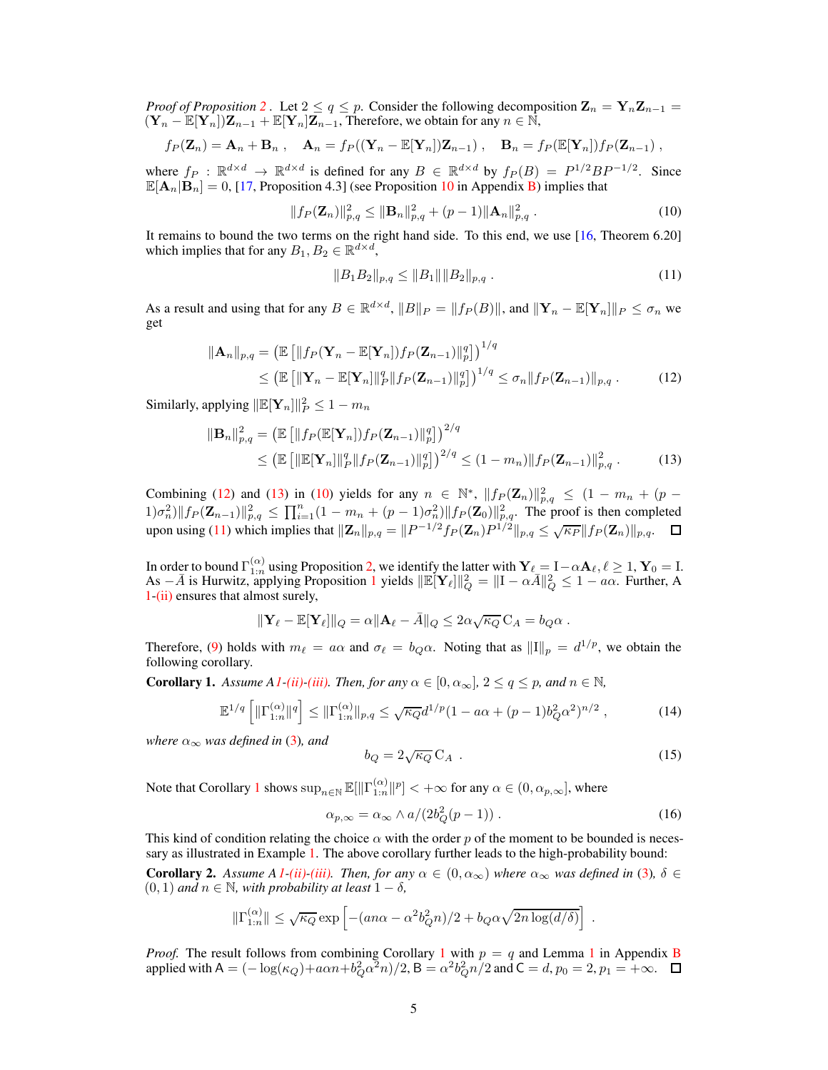*Proof of Proposition 2 .* Let $2 \leq q \leq p$. Consider the following decomposition $\mathbf{Z}_n = \mathbf{Y}_n \mathbf{Z}_{n-1} = (\mathbf{Y}_n - \mathbb{E}[\mathbf{Y}_n])\mathbf{Z}_{n-1} + \mathbb{E}[\mathbf{Y}_n]\mathbf{Z}_{n-1}$, Therefore, we obtain for any $n \in \mathbb{N}$,

$$f_P(\mathbf{Z}_n) = \mathbf{A}_n + \mathbf{B}_n \;, \quad \mathbf{A}_n = f_P((\mathbf{Y}_n - \mathbb{E}[\mathbf{Y}_n])\mathbf{Z}_{n-1}) \;, \quad \mathbf{B}_n = f_P(\mathbb{E}[\mathbf{Y}_n]) f_P(\mathbf{Z}_{n-1}) \;,$$

where $f_P : \mathbb{R}^{d\times d} \to \mathbb{R}^{d\times d}$ is defined for any $B \in \mathbb{R}^{d\times d}$ by $f_P(B) = P^{1/2} B P^{-1/2}$. Since $\mathbb{E}[\mathbf{A}_n | \mathbf{B}_n] = 0$, [17, Proposition 4.3] (see Proposition 10 in Appendix B) implies that

$$\|f_P(\mathbf{Z}_n)\|_{p,q}^2 \leq \|\mathbf{B}_n\|_{p,q}^2 + (p-1)\|\mathbf{A}_n\|_{p,q}^2 \;. \tag{10}$$

It remains to bound the two terms on the right hand side. To this end, we use [16, Theorem 6.20] which implies that for any $B_1, B_2 \in \mathbb{R}^{d\times d}$,

$$\|B_1 B_2\|_{p,q} \leq \|B_1\| \|B_2\|_{p,q} \;. \tag{11}$$

As a result and using that for any $B \in \mathbb{R}^{d\times d}$, $\|B\|_P = \|f_P(B)\|$, and $\|\mathbf{Y}_n - \mathbb{E}[\mathbf{Y}_n]\|_P \leq \sigma_n$ we get

$$\begin{aligned}
\|\mathbf{A}_n\|_{p,q} &= \left(\mathbb{E}\left[\|f_P(\mathbf{Y}_n - \mathbb{E}[\mathbf{Y}_n]) f_P(\mathbf{Z}_{n-1})\|_p^q\right]\right)^{1/q} \\
&\leq \left(\mathbb{E}\left[\|\mathbf{Y}_n - \mathbb{E}[\mathbf{Y}_n]\|_P^q \|f_P(\mathbf{Z}_{n-1})\|_p^q\right]\right)^{1/q} \leq \sigma_n \|f_P(\mathbf{Z}_{n-1})\|_{p,q} \;.
\end{aligned} \tag{12}$$

Similarly, applying $\|\mathbb{E}[\mathbf{Y}_n]\|_P^2 \leq 1 - m_n$

$$\begin{aligned}
\|\mathbf{B}_n\|_{p,q}^2 &= \left(\mathbb{E}\left[\|f_P(\mathbb{E}[\mathbf{Y}_n]) f_P(\mathbf{Z}_{n-1})\|_p^q\right]\right)^{2/q} \\
&\leq \left(\mathbb{E}\left[\|\mathbb{E}[\mathbf{Y}_n]\|_P^q \|f_P(\mathbf{Z}_{n-1})\|_p^q\right]\right)^{2/q} \leq (1 - m_n)\|f_P(\mathbf{Z}_{n-1})\|_{p,q}^2 \;.
\end{aligned} \tag{13}$$

Combining (12) and (13) in (10) yields for any $n \in \mathbb{N}^*$, $\|f_P(\mathbf{Z}_n)\|_{p,q}^2 \leq (1 - m_n + (p-1)\sigma_n^2)\|f_P(\mathbf{Z}_{n-1})\|_{p,q}^2 \leq \prod_{i=1}^n (1 - m_n + (p-1)\sigma_n^2)\|f_P(\mathbf{Z}_0)\|_{p,q}^2$. The proof is then completed upon using (11) which implies that $\|\mathbf{Z}_n\|_{p,q} = \|P^{-1/2} f_P(\mathbf{Z}_n) P^{1/2}\|_{p,q} \leq \sqrt{\kappa_P}\|f_P(\mathbf{Z}_n)\|_{p,q}$. ☐

In order to bound $\Gamma_{1:n}^{(\alpha)}$ using Proposition 2, we identify the latter with $\mathbf{Y}_\ell = \mathrm{I} - \alpha \mathbf{A}_\ell, \ell \geq 1, \mathbf{Y}_0 = \mathrm{I}$. As $-\bar{A}$ is Hurwitz, applying Proposition 1 yields $\|\mathbb{E}[\mathbf{Y}_\ell]\|_Q^2 = \|\mathrm{I} - \alpha \bar{A}\|_Q^2 \leq 1 - a\alpha$. Further, A 1-(ii) ensures that almost surely,

$$\|\mathbf{Y}_\ell - \mathbb{E}[\mathbf{Y}_\ell]\|_Q = \alpha\|\mathbf{A}_\ell - \bar{A}\|_Q \leq 2\alpha\sqrt{\kappa_Q}\,\mathrm{C}_A = b_Q \alpha \;.$$

Therefore, (9) holds with $m_\ell = a\alpha$ and $\sigma_\ell = b_Q \alpha$. Noting that as $\|\mathrm{I}\|_p = d^{1/p}$, we obtain the following corollary.

**Corollary 1.** *Assume A 1-(ii)-(iii). Then, for any $\alpha \in [0, \alpha_\infty]$, $2 \leq q \leq p$, and $n \in \mathbb{N}$,*

$$\mathbb{E}^{1/q}\left[\|\Gamma_{1:n}^{(\alpha)}\|^q\right] \leq \|\Gamma_{1:n}^{(\alpha)}\|_{p,q} \leq \sqrt{\kappa_Q} d^{1/p}(1 - a\alpha + (p-1)b_Q^2\alpha^2)^{n/2} \;, \tag{14}$$

*where $\alpha_\infty$ was defined in (3), and*

$$b_Q = 2\sqrt{\kappa_Q}\,\mathrm{C}_A \;\; . \tag{15}$$

Note that Corollary 1 shows $\sup_{n\in\mathbb{N}} \mathbb{E}[\|\Gamma_{1:n}^{(\alpha)}\|^p] < +\infty$ for any $\alpha \in (0, \alpha_{p,\infty}]$, where

$$\alpha_{p,\infty} = \alpha_\infty \wedge a/(2b_Q^2(p-1)) \;. \tag{16}$$

This kind of condition relating the choice $\alpha$ with the order $p$ of the moment to be bounded is necessary as illustrated in Example 1. The above corollary further leads to the high-probability bound:

**Corollary 2.** *Assume A 1-(ii)-(iii). Then, for any $\alpha \in (0, \alpha_\infty)$ where $\alpha_\infty$ was defined in (3), $\delta \in (0,1)$ and $n \in \mathbb{N}$, with probability at least $1 - \delta$,*

$$\|\Gamma_{1:n}^{(\alpha)}\| \leq \sqrt{\kappa_Q} \exp\left[-(an\alpha - \alpha^2 b_Q^2 n)/2 + b_Q \alpha\sqrt{2n\log(d/\delta)}\right] \;.$$

*Proof.* The result follows from combining Corollary 1 with $p = q$ and Lemma 1 in Appendix B applied with $\mathsf{A} = (-\log(\kappa_Q) + a\alpha n + b_Q^2\alpha^2 n)/2$, $\mathsf{B} = \alpha^2 b_Q^2 n/2$ and $\mathsf{C} = d$, $p_0 = 2$, $p_1 = +\infty$. ☐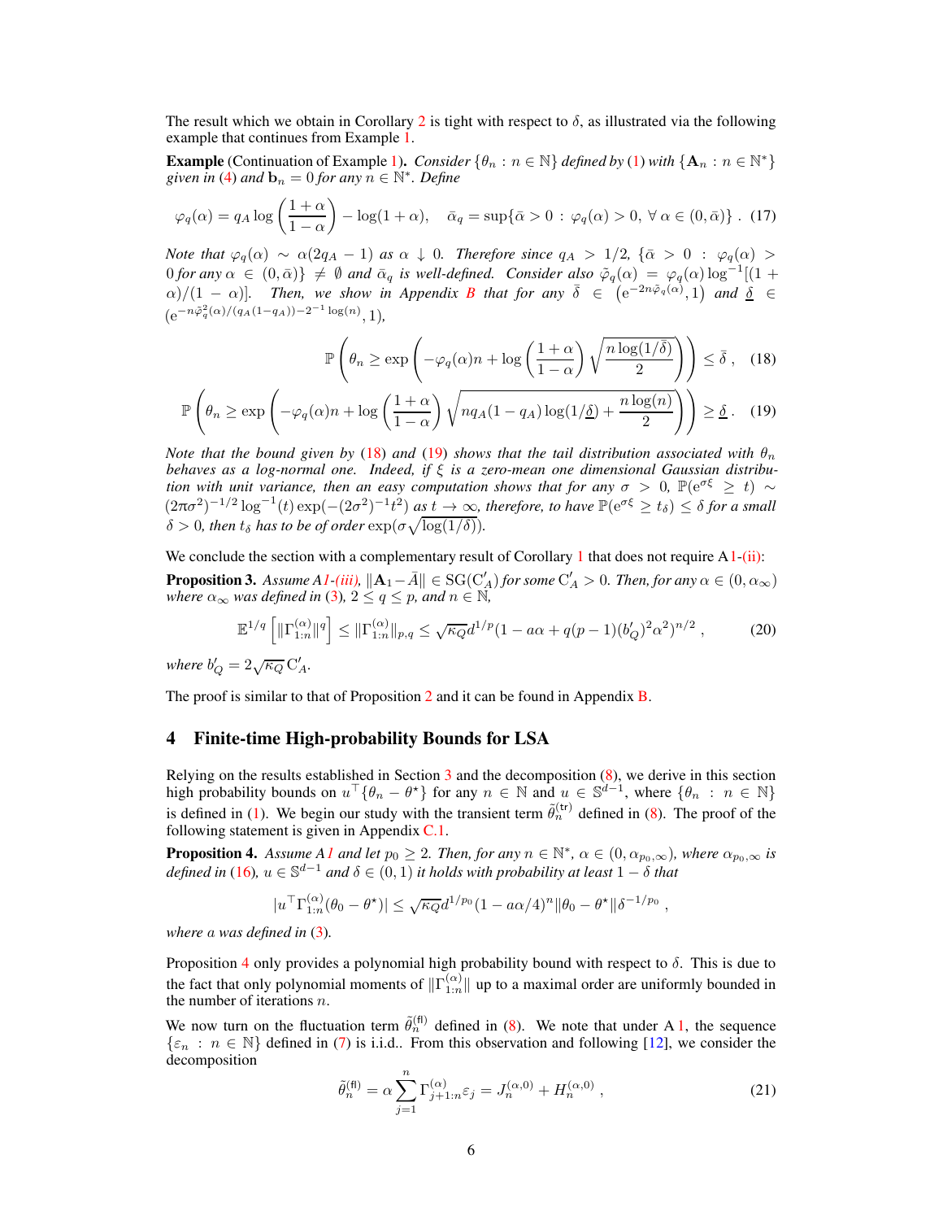The result which we obtain in Corollary 2 is tight with respect to $\delta$, as illustrated via the following example that continues from Example 1.

**Example** (Continuation of Example 1)**.** *Consider $\{\theta_n : n \in \mathbb{N}\}$ defined by (1) with $\{\mathbf{A}_n : n \in \mathbb{N}^*\}$ given in (4) and $\mathbf{b}_n = 0$ for any $n \in \mathbb{N}^*$. Define*

$$\varphi_q(\alpha) = q_A \log\left(\frac{1+\alpha}{1-\alpha}\right) - \log(1+\alpha), \quad \bar{\alpha}_q = \sup\{\bar{\alpha} > 0 : \varphi_q(\alpha) > 0, \; \forall\, \alpha \in (0, \bar{\alpha})\} . \quad (17)$$

*Note that $\varphi_q(\alpha) \sim \alpha(2q_A - 1)$ as $\alpha \downarrow 0$. Therefore since $q_A > 1/2$, $\{\bar{\alpha} > 0 : \varphi_q(\alpha) > 0$ for any $\alpha \in (0, \bar{\alpha})\} \neq \emptyset$ and $\bar{\alpha}_q$ is well-defined. Consider also $\tilde{\varphi}_q(\alpha) = \varphi_q(\alpha) \log^{-1}[(1+\alpha)/(1-\alpha)]$. Then, we show in Appendix B that for any $\bar{\delta} \in \left(\mathrm{e}^{-2n\tilde{\varphi}_q(\alpha)}, 1\right)$ and $\underline{\delta} \in (\mathrm{e}^{-n\tilde{\varphi}_q^2(\alpha)/(q_A(1-q_A)) - 2^{-1}\log(n)}, 1)$,*

$$\mathbb{P}\left(\theta_n \geq \exp\left(-\varphi_q(\alpha) n + \log\left(\frac{1+\alpha}{1-\alpha}\right)\sqrt{\frac{n \log(1/\bar{\delta})}{2}}\right)\right) \leq \bar{\delta} , \quad (18)$$

$$\mathbb{P}\left(\theta_n \geq \exp\left(-\varphi_q(\alpha) n + \log\left(\frac{1+\alpha}{1-\alpha}\right)\sqrt{n q_A(1-q_A)\log(1/\underline{\delta}) + \frac{n\log(n)}{2}}\right)\right) \geq \underline{\delta} . \quad (19)$$

*Note that the bound given by (18) and (19) shows that the tail distribution associated with $\theta_n$ behaves as a log-normal one. Indeed, if $\xi$ is a zero-mean one dimensional Gaussian distribution with unit variance, then an easy computation shows that for any $\sigma > 0$, $\mathbb{P}(\mathrm{e}^{\sigma\xi} \geq t) \sim (2\pi\sigma^2)^{-1/2}\log^{-1}(t)\exp(-(2\sigma^2)^{-1}t^2)$ as $t \to \infty$, therefore, to have $\mathbb{P}(\mathrm{e}^{\sigma\xi} \geq t_\delta) \leq \delta$ for a small $\delta > 0$, then $t_\delta$ has to be of order $\exp(\sigma\sqrt{\log(1/\delta)})$.*

We conclude the section with a complementary result of Corollary 1 that does not require A1-(ii):

**Proposition 3.** *Assume A1-(iii), $\|\mathbf{A}_1 - \bar{A}\| \in \mathrm{SG}(\mathrm{C}_A')$ for some $\mathrm{C}_A' > 0$. Then, for any $\alpha \in (0, \alpha_\infty)$ where $\alpha_\infty$ was defined in (3), $2 \leq q \leq p$, and $n \in \mathbb{N}$,*

$$\mathbb{E}^{1/q}\left[\|\Gamma_{1:n}^{(\alpha)}\|^q\right] \leq \|\Gamma_{1:n}^{(\alpha)}\|_{p,q} \leq \sqrt{\kappa_Q} d^{1/p}(1 - a\alpha + q(p-1)(b_Q')^2\alpha^2)^{n/2} , \quad (20)$$

*where $b_Q' = 2\sqrt{\kappa_Q}\,\mathrm{C}_A'$.*

The proof is similar to that of Proposition 2 and it can be found in Appendix B.

## 4 Finite-time High-probability Bounds for LSA

Relying on the results established in Section 3 and the decomposition (8), we derive in this section high probability bounds on $u^\top\{\theta_n - \theta^\star\}$ for any $n \in \mathbb{N}$ and $u \in \mathbb{S}^{d-1}$, where $\{\theta_n : n \in \mathbb{N}\}$ is defined in (1). We begin our study with the transient term $\tilde{\theta}_n^{(\mathsf{tr})}$ defined in (8). The proof of the following statement is given in Appendix C.1.

**Proposition 4.** *Assume A1 and let $p_0 \geq 2$. Then, for any $n \in \mathbb{N}^*$, $\alpha \in (0, \alpha_{p_0,\infty})$, where $\alpha_{p_0,\infty}$ is defined in (16), $u \in \mathbb{S}^{d-1}$ and $\delta \in (0,1)$ it holds with probability at least $1-\delta$ that*

$$|u^\top \Gamma_{1:n}^{(\alpha)}(\theta_0 - \theta^\star)| \leq \sqrt{\kappa_Q} d^{1/p_0}(1 - a\alpha/4)^n \|\theta_0 - \theta^\star\| \delta^{-1/p_0} ,$$

*where $a$ was defined in (3).*

Proposition 4 only provides a polynomial high probability bound with respect to $\delta$. This is due to the fact that only polynomial moments of $\|\Gamma_{1:n}^{(\alpha)}\|$ up to a maximal order are uniformly bounded in the number of iterations $n$.

We now turn on the fluctuation term $\tilde{\theta}_n^{(\mathsf{fl})}$ defined in (8). We note that under A1, the sequence $\{\varepsilon_n : n \in \mathbb{N}\}$ defined in (7) is i.i.d.. From this observation and following [12], we consider the decomposition

$$\tilde{\theta}_n^{(\mathsf{fl})} = \alpha \sum_{j=1}^{n} \Gamma_{j+1:n}^{(\alpha)} \varepsilon_j = J_n^{(\alpha,0)} + H_n^{(\alpha,0)} , \quad (21)$$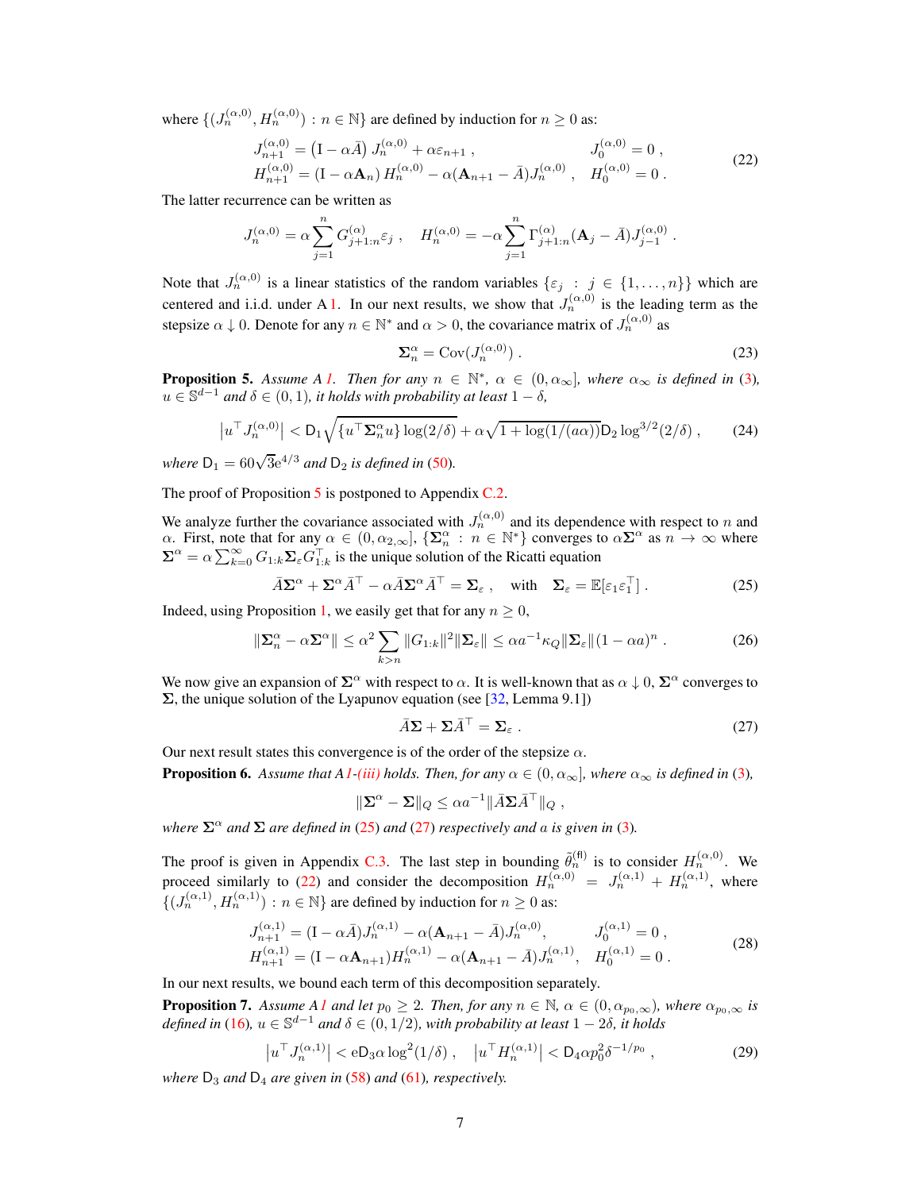where $\{(J_n^{(\alpha,0)}, H_n^{(\alpha,0)}) : n \in \mathbb{N}\}$ are defined by induction for $n \geq 0$ as:

$$
\begin{aligned}
J_{n+1}^{(\alpha,0)} &= \left(\mathrm{I} - \alpha \bar{A}\right) J_n^{(\alpha,0)} + \alpha \varepsilon_{n+1} \;, & J_0^{(\alpha,0)} &= 0 \;, \\
H_{n+1}^{(\alpha,0)} &= \left(\mathrm{I} - \alpha \mathbf{A}_n\right) H_n^{(\alpha,0)} - \alpha (\mathbf{A}_{n+1} - \bar{A}) J_n^{(\alpha,0)} \;, & H_0^{(\alpha,0)} &= 0 \;.
\end{aligned}
\tag{22}
$$

The latter recurrence can be written as

$$
J_n^{(\alpha,0)} = \alpha \sum_{j=1}^{n} G_{j+1:n}^{(\alpha)} \varepsilon_j \;, \quad H_n^{(\alpha,0)} = -\alpha \sum_{j=1}^{n} \Gamma_{j+1:n}^{(\alpha)} (\mathbf{A}_j - \bar{A}) J_{j-1}^{(\alpha,0)} \;.
$$

Note that $J_n^{(\alpha,0)}$ is a linear statistics of the random variables $\{\varepsilon_j : j \in \{1, \ldots, n\}\}$ which are centered and i.i.d. under A 1. In our next results, we show that $J_n^{(\alpha,0)}$ is the leading term as the stepsize $\alpha \downarrow 0$. Denote for any $n \in \mathbb{N}^*$ and $\alpha > 0$, the covariance matrix of $J_n^{(\alpha,0)}$ as

$$
\mathbf{\Sigma}_n^{\alpha} = \mathrm{Cov}(J_n^{(\alpha,0)}) \;. \tag{23}
$$

**Proposition 5.** *Assume A 1. Then for any $n \in \mathbb{N}^*$, $\alpha \in (0, \alpha_\infty]$, where $\alpha_\infty$ is defined in (3), $u \in \mathbb{S}^{d-1}$ and $\delta \in (0,1)$, it holds with probability at least $1-\delta$,*

$$
\left|u^\top J_n^{(\alpha,0)}\right| < \mathsf{D}_1 \sqrt{\{u^\top \mathbf{\Sigma}_n^{\alpha} u\} \log(2/\delta)} + \alpha \sqrt{1 + \log(1/(a\alpha))} \mathsf{D}_2 \log^{3/2}(2/\delta) \;, \tag{24}
$$

*where $\mathsf{D}_1 = 60\sqrt{3}\mathrm{e}^{4/3}$ and $\mathsf{D}_2$ is defined in (50).*

The proof of Proposition 5 is postponed to Appendix C.2.

We analyze further the covariance associated with $J_n^{(\alpha,0)}$ and its dependence with respect to $n$ and $\alpha$. First, note that for any $\alpha \in (0, \alpha_{2,\infty}]$, $\{\mathbf{\Sigma}_n^{\alpha} : n \in \mathbb{N}^*\}$ converges to $\alpha \mathbf{\Sigma}^{\alpha}$ as $n \to \infty$ where $\mathbf{\Sigma}^{\alpha} = \alpha \sum_{k=0}^{\infty} G_{1:k} \mathbf{\Sigma}_\varepsilon G_{1:k}^\top$ is the unique solution of the Ricatti equation

$$
\bar{A}\mathbf{\Sigma}^{\alpha} + \mathbf{\Sigma}^{\alpha} \bar{A}^\top - \alpha \bar{A} \mathbf{\Sigma}^{\alpha} \bar{A}^\top = \mathbf{\Sigma}_\varepsilon \;, \quad \text{with} \quad \mathbf{\Sigma}_\varepsilon = \mathbb{E}[\varepsilon_1 \varepsilon_1^\top] \;. \tag{25}
$$

Indeed, using Proposition 1, we easily get that for any $n \geq 0$,

$$
\|\mathbf{\Sigma}_n^{\alpha} - \alpha \mathbf{\Sigma}^{\alpha}\| \leq \alpha^2 \sum_{k>n} \|G_{1:k}\|^2 \|\mathbf{\Sigma}_\varepsilon\| \leq \alpha a^{-1} \kappa_Q \|\mathbf{\Sigma}_\varepsilon\| (1-\alpha a)^n \;. \tag{26}
$$

We now give an expansion of $\mathbf{\Sigma}^{\alpha}$ with respect to $\alpha$. It is well-known that as $\alpha \downarrow 0$, $\mathbf{\Sigma}^{\alpha}$ converges to $\mathbf{\Sigma}$, the unique solution of the Lyapunov equation (see [32, Lemma 9.1])

$$
\bar{A}\mathbf{\Sigma} + \mathbf{\Sigma}\bar{A}^\top = \mathbf{\Sigma}_\varepsilon \;. \tag{27}
$$

Our next result states this convergence is of the order of the stepsize $\alpha$.

**Proposition 6.** *Assume that A 1-(iii) holds. Then, for any $\alpha \in (0, \alpha_\infty]$, where $\alpha_\infty$ is defined in (3),*

$$
\|\mathbf{\Sigma}^{\alpha} - \mathbf{\Sigma}\|_Q \leq \alpha a^{-1} \|\bar{A}\mathbf{\Sigma}\bar{A}^\top\|_Q \;,
$$

*where $\mathbf{\Sigma}^{\alpha}$ and $\mathbf{\Sigma}$ are defined in (25) and (27) respectively and $a$ is given in (3).*

The proof is given in Appendix C.3. The last step in bounding $\tilde{\theta}_n^{(\mathrm{fl})}$ is to consider $H_n^{(\alpha,0)}$. We proceed similarly to (22) and consider the decomposition $H_n^{(\alpha,0)} = J_n^{(\alpha,1)} + H_n^{(\alpha,1)}$, where $\{(J_n^{(\alpha,1)}, H_n^{(\alpha,1)}) : n \in \mathbb{N}\}$ are defined by induction for $n \geq 0$ as:

$$
\begin{aligned}
J_{n+1}^{(\alpha,1)} &= (\mathrm{I} - \alpha \bar{A}) J_n^{(\alpha,1)} - \alpha (\mathbf{A}_{n+1} - \bar{A}) J_n^{(\alpha,0)}, & J_0^{(\alpha,1)} &= 0 \;, \\
H_{n+1}^{(\alpha,1)} &= (\mathrm{I} - \alpha \mathbf{A}_{n+1}) H_n^{(\alpha,1)} - \alpha (\mathbf{A}_{n+1} - \bar{A}) J_n^{(\alpha,1)}, & H_0^{(\alpha,1)} &= 0 \;.
\end{aligned}
\tag{28}
$$

In our next results, we bound each term of this decomposition separately.

**Proposition 7.** *Assume A 1 and let $p_0 \geq 2$. Then, for any $n \in \mathbb{N}$, $\alpha \in (0, \alpha_{p_0,\infty})$, where $\alpha_{p_0,\infty}$ is defined in (16), $u \in \mathbb{S}^{d-1}$ and $\delta \in (0, 1/2)$, with probability at least $1 - 2\delta$, it holds*

$$
\left|u^\top J_n^{(\alpha,1)}\right| < \mathrm{e}\mathsf{D}_3 \alpha \log^2(1/\delta) \;, \quad \left|u^\top H_n^{(\alpha,1)}\right| < \mathsf{D}_4 \alpha p_0^2 \delta^{-1/p_0} \;, \tag{29}
$$

*where $\mathsf{D}_3$ and $\mathsf{D}_4$ are given in (58) and (61), respectively.*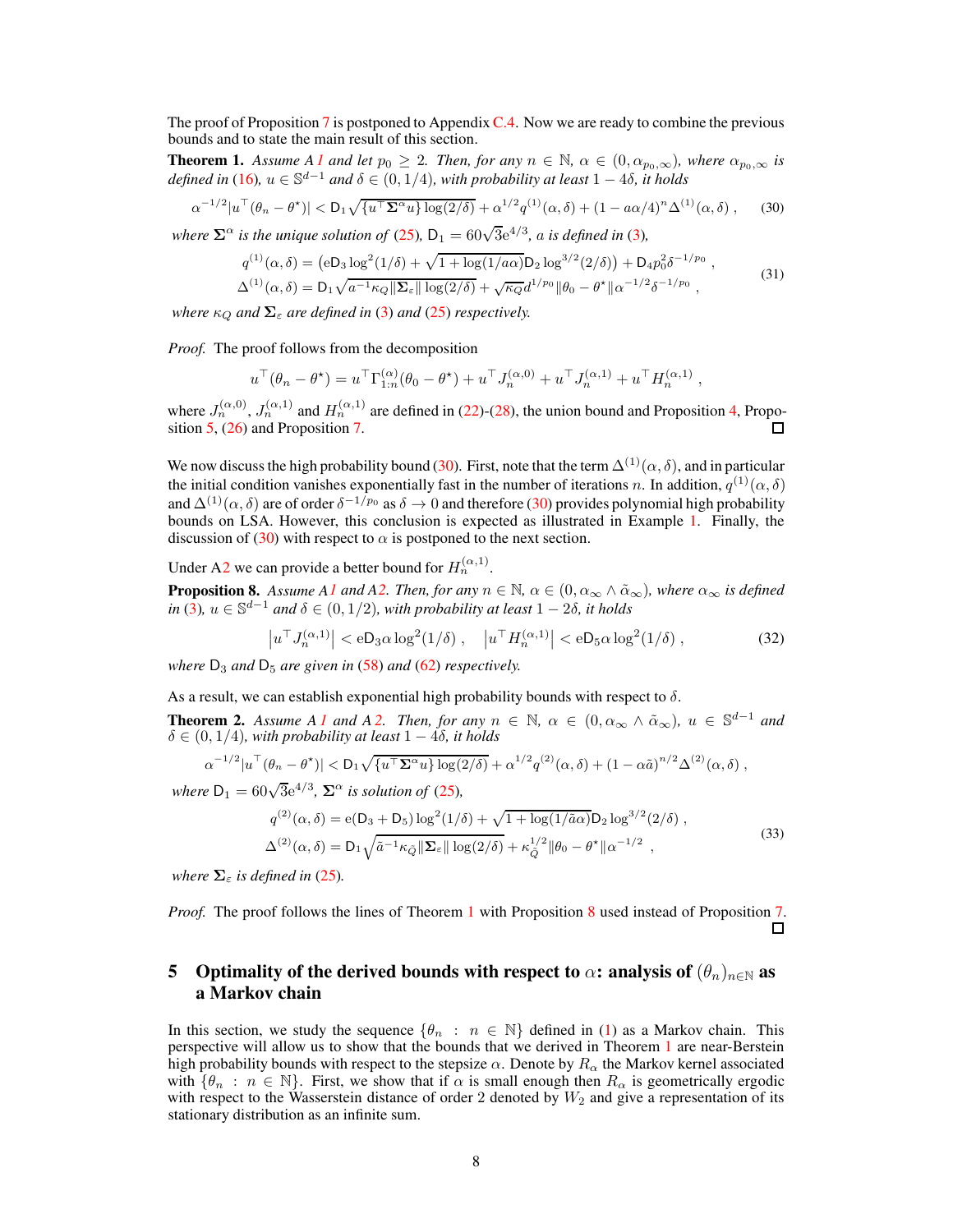The proof of Proposition 7 is postponed to Appendix C.4. Now we are ready to combine the previous bounds and to state the main result of this section.

**Theorem 1.** *Assume A1 and let $p_0 \geq 2$. Then, for any $n \in \mathbb{N}$, $\alpha \in (0, \alpha_{p_0,\infty})$, where $\alpha_{p_0,\infty}$ is defined in (16), $u \in \mathbb{S}^{d-1}$ and $\delta \in (0, 1/4)$, with probability at least $1 - 4\delta$, it holds*

$$\alpha^{-1/2} |u^\top (\theta_n - \theta^\star)| < \mathsf{D}_1 \sqrt{\{u^\top \boldsymbol{\Sigma}^\alpha u\} \log(2/\delta)} + \alpha^{1/2} q^{(1)}(\alpha, \delta) + (1 - a\alpha/4)^n \Delta^{(1)}(\alpha, \delta) , \tag{30}$$

*where $\boldsymbol{\Sigma}^\alpha$ is the unique solution of (25), $\mathsf{D}_1 = 60\sqrt{3}\mathrm{e}^{4/3}$, $a$ is defined in (3),*

$$\begin{aligned} q^{(1)}(\alpha, \delta) &= \left(\mathrm{e}\mathsf{D}_3 \log^2(1/\delta) + \sqrt{1 + \log(1/a\alpha)}\mathsf{D}_2 \log^{3/2}(2/\delta)\right) + \mathsf{D}_4 p_0^2 \delta^{-1/p_0} , \\ \Delta^{(1)}(\alpha, \delta) &= \mathsf{D}_1 \sqrt{a^{-1} \kappa_Q \|\boldsymbol{\Sigma}_\varepsilon\| \log(2/\delta)} + \sqrt{\kappa_Q} d^{1/p_0} \|\theta_0 - \theta^\star\| \alpha^{-1/2} \delta^{-1/p_0} , \end{aligned} \tag{31}$$

*where $\kappa_Q$ and $\boldsymbol{\Sigma}_\varepsilon$ are defined in (3) and (25) respectively.*

*Proof.* The proof follows from the decomposition

$$u^\top (\theta_n - \theta^\star) = u^\top \Gamma_{1:n}^{(\alpha)} (\theta_0 - \theta^\star) + u^\top J_n^{(\alpha,0)} + u^\top J_n^{(\alpha,1)} + u^\top H_n^{(\alpha,1)} ,$$

where $J_n^{(\alpha,0)}$, $J_n^{(\alpha,1)}$ and $H_n^{(\alpha,1)}$ are defined in (22)-(28), the union bound and Proposition 4, Proposition 5, (26) and Proposition 7. ☐

We now discuss the high probability bound (30). First, note that the term $\Delta^{(1)}(\alpha, \delta)$, and in particular the initial condition vanishes exponentially fast in the number of iterations $n$. In addition, $q^{(1)}(\alpha, \delta)$ and $\Delta^{(1)}(\alpha, \delta)$ are of order $\delta^{-1/p_0}$ as $\delta \to 0$ and therefore (30) provides polynomial high probability bounds on LSA. However, this conclusion is expected as illustrated in Example 1. Finally, the discussion of (30) with respect to $\alpha$ is postponed to the next section.

Under A2 we can provide a better bound for $H_n^{(\alpha,1)}$.

**Proposition 8.** *Assume A1 and A2. Then, for any $n \in \mathbb{N}$, $\alpha \in (0, \alpha_\infty \wedge \tilde{\alpha}_\infty)$, where $\alpha_\infty$ is defined in (3), $u \in \mathbb{S}^{d-1}$ and $\delta \in (0, 1/2)$, with probability at least $1 - 2\delta$, it holds*

$$\left|u^\top J_n^{(\alpha,1)}\right| < \mathrm{e}\mathsf{D}_3 \alpha \log^2(1/\delta) , \quad \left|u^\top H_n^{(\alpha,1)}\right| < \mathrm{e}\mathsf{D}_5 \alpha \log^2(1/\delta) , \tag{32}$$

*where $\mathsf{D}_3$ and $\mathsf{D}_5$ are given in (58) and (62) respectively.*

As a result, we can establish exponential high probability bounds with respect to $\delta$.

**Theorem 2.** *Assume A1 and A2. Then, for any $n \in \mathbb{N}$, $\alpha \in (0, \alpha_\infty \wedge \tilde{\alpha}_\infty)$, $u \in \mathbb{S}^{d-1}$ and $\delta \in (0, 1/4)$, with probability at least $1 - 4\delta$, it holds*

$$\alpha^{-1/2} |u^\top (\theta_n - \theta^\star)| < \mathsf{D}_1 \sqrt{\{u^\top \boldsymbol{\Sigma}^\alpha u\} \log(2/\delta)} + \alpha^{1/2} q^{(2)}(\alpha, \delta) + (1 - \alpha\tilde{a})^{n/2} \Delta^{(2)}(\alpha, \delta) ,$$

*where $\mathsf{D}_1 = 60\sqrt{3}\mathrm{e}^{4/3}$, $\boldsymbol{\Sigma}^\alpha$ is solution of (25),*

$$\begin{aligned} q^{(2)}(\alpha, \delta) &= \mathrm{e}(\mathsf{D}_3 + \mathsf{D}_5) \log^2(1/\delta) + \sqrt{1 + \log(1/\tilde{a}\alpha)}\mathsf{D}_2 \log^{3/2}(2/\delta) , \\ \Delta^{(2)}(\alpha, \delta) &= \mathsf{D}_1 \sqrt{\tilde{a}^{-1} \kappa_{\tilde{Q}} \|\boldsymbol{\Sigma}_\varepsilon\| \log(2/\delta)} + \kappa_{\tilde{Q}}^{1/2} \|\theta_0 - \theta^\star\| \alpha^{-1/2} , \end{aligned} \tag{33}$$

*where $\boldsymbol{\Sigma}_\varepsilon$ is defined in (25).*

*Proof.* The proof follows the lines of Theorem 1 with Proposition 8 used instead of Proposition 7. ☐

## 5 Optimality of the derived bounds with respect to $\alpha$: analysis of $(\theta_n)_{n \in \mathbb{N}}$ as a Markov chain

In this section, we study the sequence $\{\theta_n : n \in \mathbb{N}\}$ defined in (1) as a Markov chain. This perspective will allow us to show that the bounds that we derived in Theorem 1 are near-Berstein high probability bounds with respect to the stepsize $\alpha$. Denote by $R_\alpha$ the Markov kernel associated with $\{\theta_n : n \in \mathbb{N}\}$. First, we show that if $\alpha$ is small enough then $R_\alpha$ is geometrically ergodic with respect to the Wasserstein distance of order 2 denoted by $W_2$ and give a representation of its stationary distribution as an infinite sum.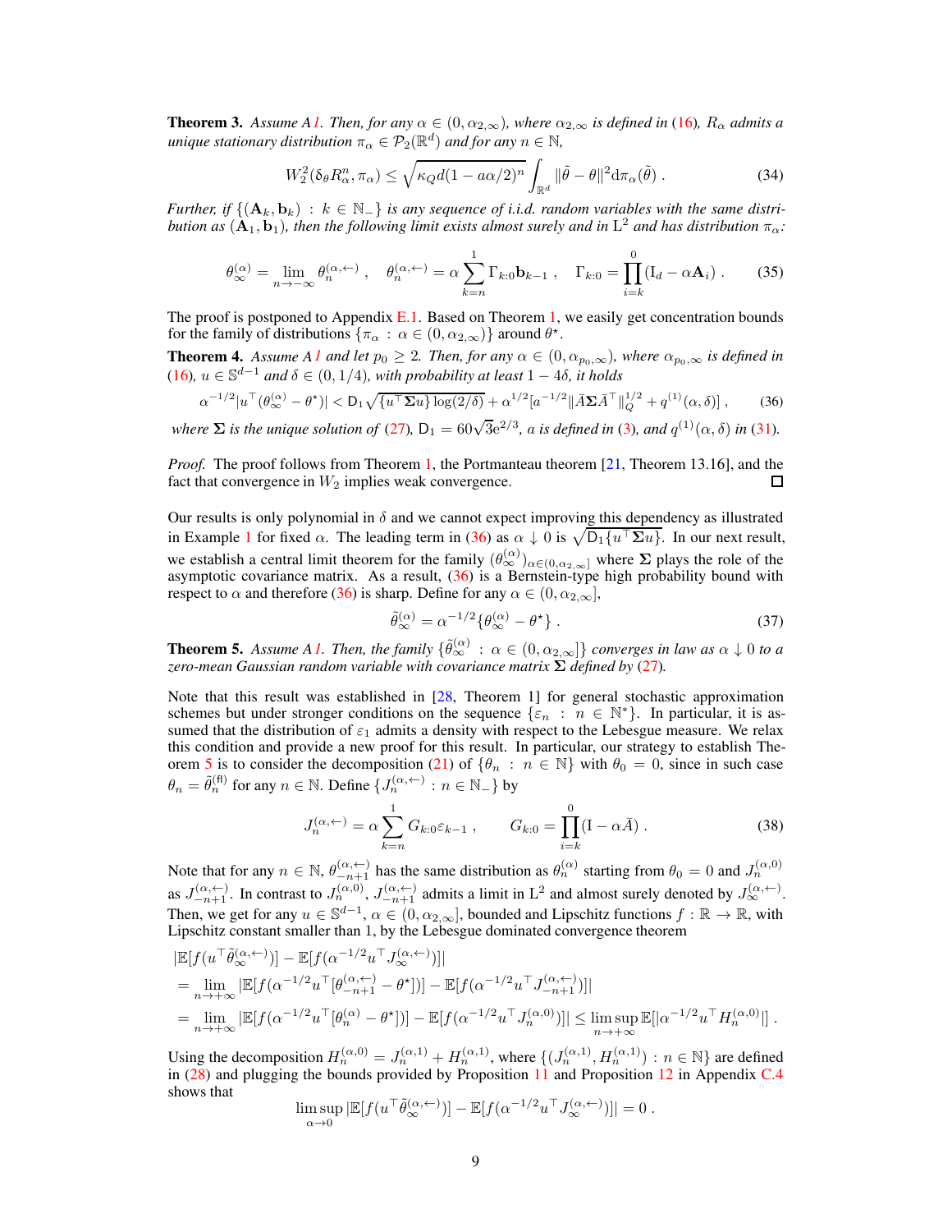**Theorem 3.** *Assume A1. Then, for any $\alpha \in (0, \alpha_{2,\infty})$, where $\alpha_{2,\infty}$ is defined in (16), $R_\alpha$ admits a unique stationary distribution $\pi_\alpha \in \mathcal{P}_2(\mathbb{R}^d)$ and for any $n \in \mathbb{N}$,*

$$W_2^2(\delta_\theta R_\alpha^n, \pi_\alpha) \le \sqrt{\kappa_Q d (1 - a\alpha/2)^n} \int_{\mathbb{R}^d} \|\tilde{\theta} - \theta\|^2 \mathrm{d}\pi_\alpha(\tilde{\theta}) \; . \tag{34}$$

*Further, if $\{(\mathbf{A}_k, \mathbf{b}_k) \, : \, k \in \mathbb{N}_-\}$ is any sequence of i.i.d. random variables with the same distribution as $(\mathbf{A}_1, \mathbf{b}_1)$, then the following limit exists almost surely and in $\mathrm{L}^2$ and has distribution $\pi_\alpha$:*

$$\theta_\infty^{(\alpha)} = \lim_{n \to -\infty} \theta_n^{(\alpha,\leftarrow)} \; , \quad \theta_n^{(\alpha,\leftarrow)} = \alpha \sum_{k=n}^{1} \Gamma_{k:0} \mathbf{b}_{k-1} \; , \quad \Gamma_{k:0} = \prod_{i=k}^{0} (\mathrm{I}_d - \alpha \mathbf{A}_i) \; . \tag{35}$$

The proof is postponed to Appendix E.1. Based on Theorem 1, we easily get concentration bounds for the family of distributions $\{\pi_\alpha \, : \, \alpha \in (0, \alpha_{2,\infty})\}$ around $\theta^\star$.

**Theorem 4.** *Assume A1 and let $p_0 \ge 2$. Then, for any $\alpha \in (0, \alpha_{p_0,\infty})$, where $\alpha_{p_0,\infty}$ is defined in (16), $u \in \mathbb{S}^{d-1}$ and $\delta \in (0, 1/4)$, with probability at least $1 - 4\delta$, it holds*

$$\alpha^{-1/2} |u^\top (\theta_\infty^{(\alpha)} - \theta^\star)| < \mathsf{D}_1 \sqrt{\{u^\top \mathbf{\Sigma} u\} \log(2/\delta)} + \alpha^{1/2} [a^{-1/2} \|\bar{A} \mathbf{\Sigma} \bar{A}^\top\|_Q^{1/2} + q^{(1)}(\alpha, \delta)] \; , \tag{36}$$

*where $\mathbf{\Sigma}$ is the unique solution of (27), $\mathsf{D}_1 = 60\sqrt{3}\mathrm{e}^{2/3}$, $a$ is defined in (3), and $q^{(1)}(\alpha, \delta)$ in (31).*

*Proof.* The proof follows from Theorem 1, the Portmanteau theorem [21, Theorem 13.16], and the fact that convergence in $W_2$ implies weak convergence. $\square$

Our results is only polynomial in $\delta$ and we cannot expect improving this dependency as illustrated in Example 1 for fixed $\alpha$. The leading term in (36) as $\alpha \downarrow 0$ is $\sqrt{\mathsf{D}_1 \{u^\top \mathbf{\Sigma} u\}}$. In our next result, we establish a central limit theorem for the family $(\theta_\infty^{(\alpha)})_{\alpha \in (0, \alpha_{2,\infty}]}$ where $\mathbf{\Sigma}$ plays the role of the asymptotic covariance matrix. As a result, (36) is a Bernstein-type high probability bound with respect to $\alpha$ and therefore (36) is sharp. Define for any $\alpha \in (0, \alpha_{2,\infty}]$,

$$\tilde{\theta}_\infty^{(\alpha)} = \alpha^{-1/2} \{\theta_\infty^{(\alpha)} - \theta^\star\} \; . \tag{37}$$

**Theorem 5.** *Assume A1. Then, the family $\{\tilde{\theta}_\infty^{(\alpha)} \, : \, \alpha \in (0, \alpha_{2,\infty}]\}$ converges in law as $\alpha \downarrow 0$ to a zero-mean Gaussian random variable with covariance matrix $\mathbf{\Sigma}$ defined by (27).*

Note that this result was established in [28, Theorem 1] for general stochastic approximation schemes but under stronger conditions on the sequence $\{\varepsilon_n \, : \, n \in \mathbb{N}^*\}$. In particular, it is assumed that the distribution of $\varepsilon_1$ admits a density with respect to the Lebesgue measure. We relax this condition and provide a new proof for this result. In particular, our strategy to establish Theorem 5 is to consider the decomposition (21) of $\{\theta_n \, : \, n \in \mathbb{N}\}$ with $\theta_0 = 0$, since in such case $\theta_n = \tilde{\theta}_n^{(\mathrm{fl})}$ for any $n \in \mathbb{N}$. Define $\{J_n^{(\alpha,\leftarrow)} \, : \, n \in \mathbb{N}_-\}$ by

$$J_n^{(\alpha,\leftarrow)} = \alpha \sum_{k=n}^{1} G_{k:0} \varepsilon_{k-1} \; , \qquad G_{k:0} = \prod_{i=k}^{0} (\mathrm{I} - \alpha \bar{A}) \; . \tag{38}$$

Note that for any $n \in \mathbb{N}$, $\theta_{-n+1}^{(\alpha,\leftarrow)}$ has the same distribution as $\theta_n^{(\alpha)}$ starting from $\theta_0 = 0$ and $J_n^{(\alpha,0)}$ as $J_{-n+1}^{(\alpha,\leftarrow)}$. In contrast to $J_n^{(\alpha,0)}$, $J_{-n+1}^{(\alpha,\leftarrow)}$ admits a limit in $\mathrm{L}^2$ and almost surely denoted by $J_\infty^{(\alpha,\leftarrow)}$. Then, we get for any $u \in \mathbb{S}^{d-1}$, $\alpha \in (0, \alpha_{2,\infty}]$, bounded and Lipschitz functions $f : \mathbb{R} \to \mathbb{R}$, with Lipschitz constant smaller than 1, by the Lebesgue dominated convergence theorem

$$\begin{aligned}
&|\mathbb{E}[f(u^\top \tilde{\theta}_\infty^{(\alpha,\leftarrow)})] - \mathbb{E}[f(\alpha^{-1/2} u^\top J_\infty^{(\alpha,\leftarrow)})]| \\
&= \lim_{n \to +\infty} |\mathbb{E}[f(\alpha^{-1/2} u^\top [\theta_{-n+1}^{(\alpha,\leftarrow)} - \theta^\star])] - \mathbb{E}[f(\alpha^{-1/2} u^\top J_{-n+1}^{(\alpha,\leftarrow)})]| \\
&= \lim_{n \to +\infty} |\mathbb{E}[f(\alpha^{-1/2} u^\top [\theta_n^{(\alpha)} - \theta^\star])] - \mathbb{E}[f(\alpha^{-1/2} u^\top J_n^{(\alpha,0)})]| \le \limsup_{n \to +\infty} \mathbb{E}[|\alpha^{-1/2} u^\top H_n^{(\alpha,0)}|] \; .
\end{aligned}$$

Using the decomposition $H_n^{(\alpha,0)} = J_n^{(\alpha,1)} + H_n^{(\alpha,1)}$, where $\{(J_n^{(\alpha,1)}, H_n^{(\alpha,1)}) \, : \, n \in \mathbb{N}\}$ are defined in (28) and plugging the bounds provided by Proposition 11 and Proposition 12 in Appendix C.4 shows that

$$\limsup_{\alpha \to 0} |\mathbb{E}[f(u^\top \tilde{\theta}_\infty^{(\alpha,\leftarrow)})] - \mathbb{E}[f(\alpha^{-1/2} u^\top J_\infty^{(\alpha,\leftarrow)})]| = 0 \; .$$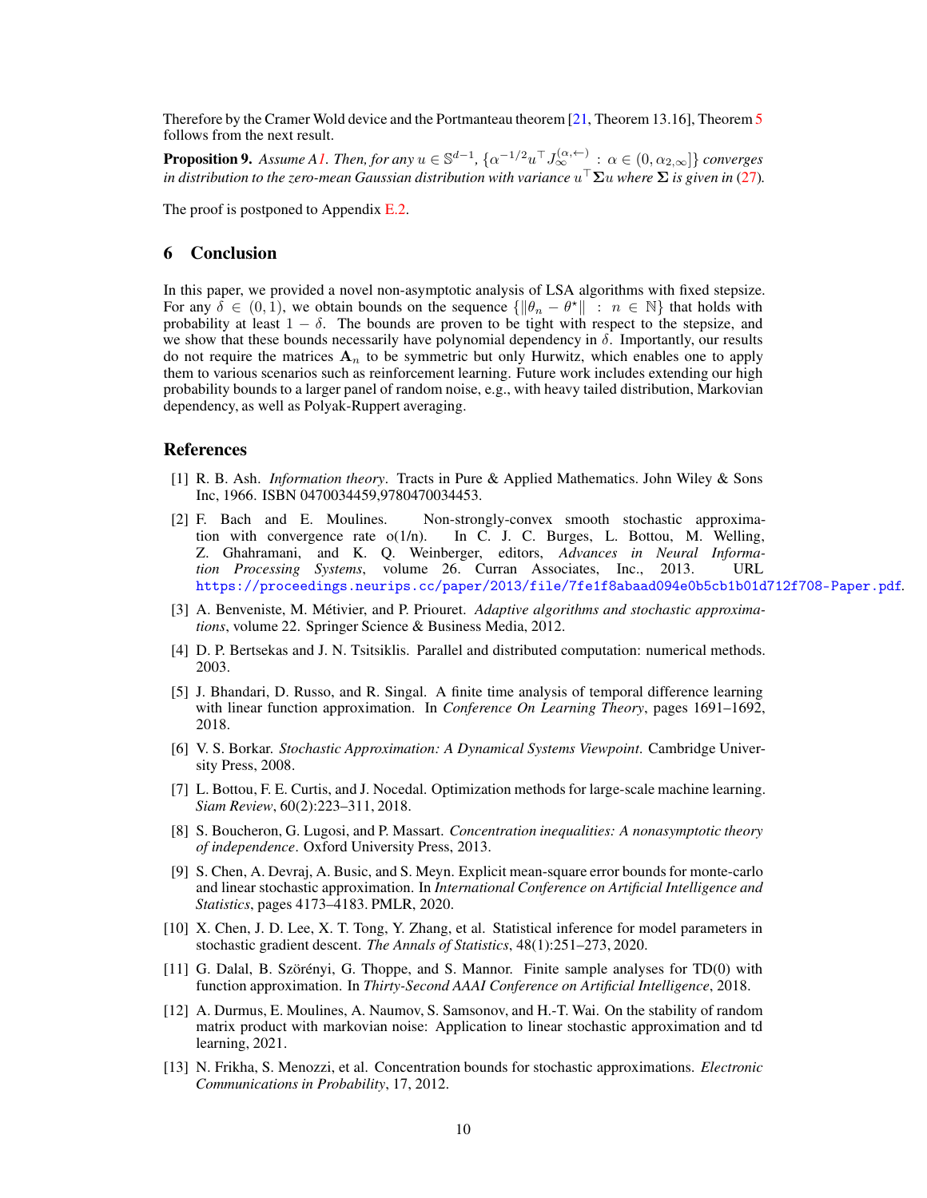Therefore by the Cramer Wold device and the Portmanteau theorem [21, Theorem 13.16], Theorem 5 follows from the next result.

**Proposition 9.** *Assume A1. Then, for any $u \in \mathbb{S}^{d-1}$, $\{\alpha^{-1/2} u^\top J_\infty^{(\alpha,\leftarrow)} : \alpha \in (0, \alpha_{2,\infty}]\}$ converges in distribution to the zero-mean Gaussian distribution with variance $u^\top \mathbf{\Sigma} u$ where $\mathbf{\Sigma}$ is given in (27).*

The proof is postponed to Appendix E.2.

## 6 Conclusion

In this paper, we provided a novel non-asymptotic analysis of LSA algorithms with fixed stepsize. For any $\delta \in (0, 1)$, we obtain bounds on the sequence $\{\|\theta_n - \theta^\star\| : n \in \mathbb{N}\}$ that holds with probability at least $1 - \delta$. The bounds are proven to be tight with respect to the stepsize, and we show that these bounds necessarily have polynomial dependency in $\delta$. Importantly, our results do not require the matrices $\mathbf{A}_n$ to be symmetric but only Hurwitz, which enables one to apply them to various scenarios such as reinforcement learning. Future work includes extending our high probability bounds to a larger panel of random noise, e.g., with heavy tailed distribution, Markovian dependency, as well as Polyak-Ruppert averaging.

## References

[1] R. B. Ash. *Information theory*. Tracts in Pure & Applied Mathematics. John Wiley & Sons Inc, 1966. ISBN 0470034459,9780470034453.

[2] F. Bach and E. Moulines. Non-strongly-convex smooth stochastic approximation with convergence rate o(1/n). In C. J. C. Burges, L. Bottou, M. Welling, Z. Ghahramani, and K. Q. Weinberger, editors, *Advances in Neural Information Processing Systems*, volume 26. Curran Associates, Inc., 2013. URL https://proceedings.neurips.cc/paper/2013/file/7fe1f8abaad094e0b5cb1b01d712f708-Paper.pdf.

[3] A. Benveniste, M. Métivier, and P. Priouret. *Adaptive algorithms and stochastic approximations*, volume 22. Springer Science & Business Media, 2012.

[4] D. P. Bertsekas and J. N. Tsitsiklis. Parallel and distributed computation: numerical methods. 2003.

[5] J. Bhandari, D. Russo, and R. Singal. A finite time analysis of temporal difference learning with linear function approximation. In *Conference On Learning Theory*, pages 1691–1692, 2018.

[6] V. S. Borkar. *Stochastic Approximation: A Dynamical Systems Viewpoint*. Cambridge University Press, 2008.

[7] L. Bottou, F. E. Curtis, and J. Nocedal. Optimization methods for large-scale machine learning. *Siam Review*, 60(2):223–311, 2018.

[8] S. Boucheron, G. Lugosi, and P. Massart. *Concentration inequalities: A nonasymptotic theory of independence*. Oxford University Press, 2013.

[9] S. Chen, A. Devraj, A. Busic, and S. Meyn. Explicit mean-square error bounds for monte-carlo and linear stochastic approximation. In *International Conference on Artificial Intelligence and Statistics*, pages 4173–4183. PMLR, 2020.

[10] X. Chen, J. D. Lee, X. T. Tong, Y. Zhang, et al. Statistical inference for model parameters in stochastic gradient descent. *The Annals of Statistics*, 48(1):251–273, 2020.

[11] G. Dalal, B. Szörényi, G. Thoppe, and S. Mannor. Finite sample analyses for TD(0) with function approximation. In *Thirty-Second AAAI Conference on Artificial Intelligence*, 2018.

[12] A. Durmus, E. Moulines, A. Naumov, S. Samsonov, and H.-T. Wai. On the stability of random matrix product with markovian noise: Application to linear stochastic approximation and td learning, 2021.

[13] N. Frikha, S. Menozzi, et al. Concentration bounds for stochastic approximations. *Electronic Communications in Probability*, 17, 2012.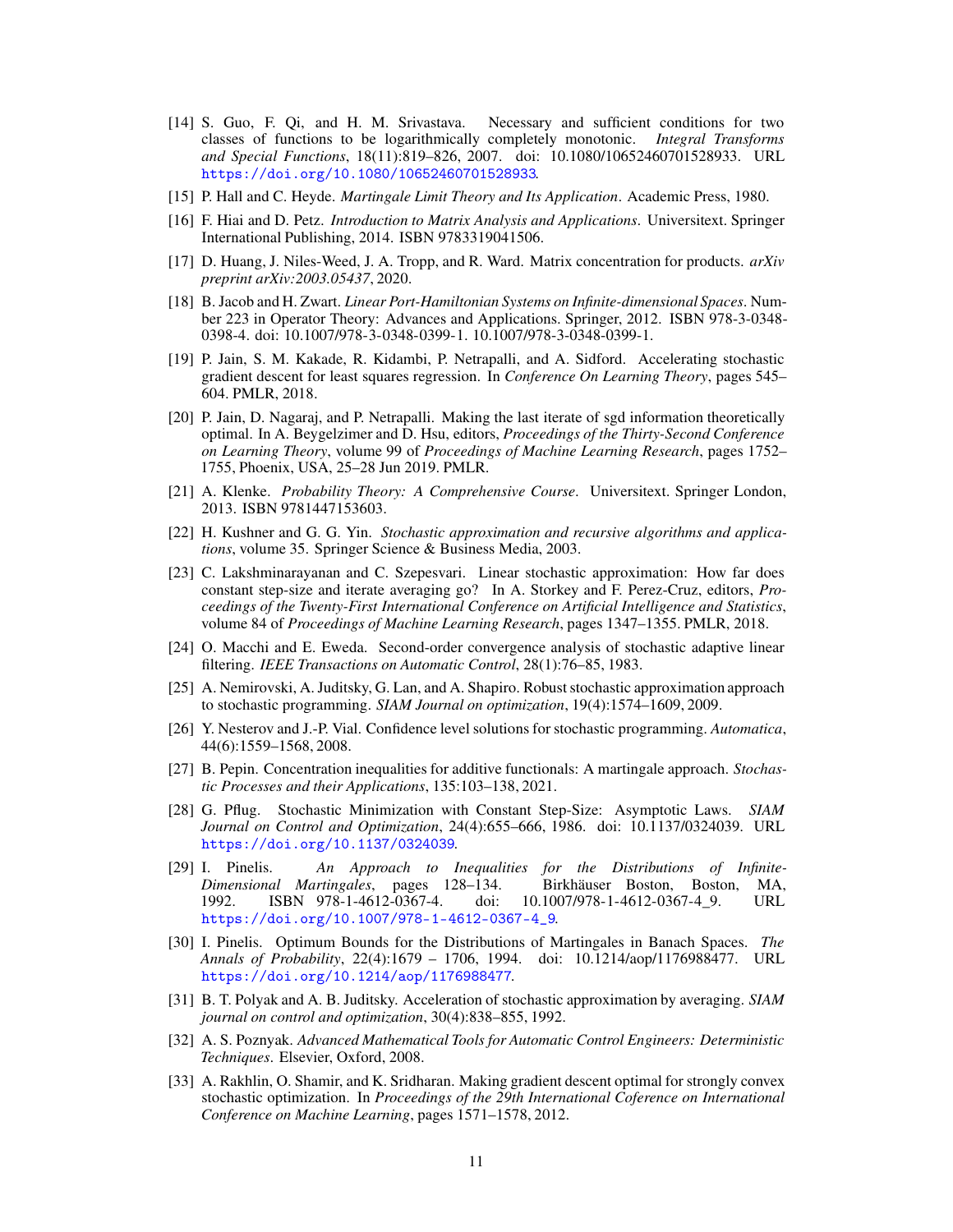[14] S. Guo, F. Qi, and H. M. Srivastava. Necessary and sufficient conditions for two classes of functions to be logarithmically completely monotonic. *Integral Transforms and Special Functions*, 18(11):819–826, 2007. doi: 10.1080/10652460701528933. URL https://doi.org/10.1080/10652460701528933.

[15] P. Hall and C. Heyde. *Martingale Limit Theory and Its Application*. Academic Press, 1980.

[16] F. Hiai and D. Petz. *Introduction to Matrix Analysis and Applications*. Universitext. Springer International Publishing, 2014. ISBN 9783319041506.

[17] D. Huang, J. Niles-Weed, J. A. Tropp, and R. Ward. Matrix concentration for products. *arXiv preprint arXiv:2003.05437*, 2020.

[18] B. Jacob and H. Zwart. *Linear Port-Hamiltonian Systems on Infinite-dimensional Spaces*. Number 223 in Operator Theory: Advances and Applications. Springer, 2012. ISBN 978-3-0348-0398-4. doi: 10.1007/978-3-0348-0399-1. 10.1007/978-3-0348-0399-1.

[19] P. Jain, S. M. Kakade, R. Kidambi, P. Netrapalli, and A. Sidford. Accelerating stochastic gradient descent for least squares regression. In *Conference On Learning Theory*, pages 545–604. PMLR, 2018.

[20] P. Jain, D. Nagaraj, and P. Netrapalli. Making the last iterate of sgd information theoretically optimal. In A. Beygelzimer and D. Hsu, editors, *Proceedings of the Thirty-Second Conference on Learning Theory*, volume 99 of *Proceedings of Machine Learning Research*, pages 1752–1755, Phoenix, USA, 25–28 Jun 2019. PMLR.

[21] A. Klenke. *Probability Theory: A Comprehensive Course*. Universitext. Springer London, 2013. ISBN 9781447153603.

[22] H. Kushner and G. G. Yin. *Stochastic approximation and recursive algorithms and applications*, volume 35. Springer Science & Business Media, 2003.

[23] C. Lakshminarayanan and C. Szepesvari. Linear stochastic approximation: How far does constant step-size and iterate averaging go? In A. Storkey and F. Perez-Cruz, editors, *Proceedings of the Twenty-First International Conference on Artificial Intelligence and Statistics*, volume 84 of *Proceedings of Machine Learning Research*, pages 1347–1355. PMLR, 2018.

[24] O. Macchi and E. Eweda. Second-order convergence analysis of stochastic adaptive linear filtering. *IEEE Transactions on Automatic Control*, 28(1):76–85, 1983.

[25] A. Nemirovski, A. Juditsky, G. Lan, and A. Shapiro. Robust stochastic approximation approach to stochastic programming. *SIAM Journal on optimization*, 19(4):1574–1609, 2009.

[26] Y. Nesterov and J.-P. Vial. Confidence level solutions for stochastic programming. *Automatica*, 44(6):1559–1568, 2008.

[27] B. Pepin. Concentration inequalities for additive functionals: A martingale approach. *Stochastic Processes and their Applications*, 135:103–138, 2021.

[28] G. Pflug. Stochastic Minimization with Constant Step-Size: Asymptotic Laws. *SIAM Journal on Control and Optimization*, 24(4):655–666, 1986. doi: 10.1137/0324039. URL https://doi.org/10.1137/0324039.

[29] I. Pinelis. *An Approach to Inequalities for the Distributions of Infinite-Dimensional Martingales*, pages 128–134. Birkhäuser Boston, Boston, MA, 1992. ISBN 978-1-4612-0367-4. doi: 10.1007/978-1-4612-0367-4_9. URL https://doi.org/10.1007/978-1-4612-0367-4_9.

[30] I. Pinelis. Optimum Bounds for the Distributions of Martingales in Banach Spaces. *The Annals of Probability*, 22(4):1679 – 1706, 1994. doi: 10.1214/aop/1176988477. URL https://doi.org/10.1214/aop/1176988477.

[31] B. T. Polyak and A. B. Juditsky. Acceleration of stochastic approximation by averaging. *SIAM journal on control and optimization*, 30(4):838–855, 1992.

[32] A. S. Poznyak. *Advanced Mathematical Tools for Automatic Control Engineers: Deterministic Techniques*. Elsevier, Oxford, 2008.

[33] A. Rakhlin, O. Shamir, and K. Sridharan. Making gradient descent optimal for strongly convex stochastic optimization. In *Proceedings of the 29th International Coference on International Conference on Machine Learning*, pages 1571–1578, 2012.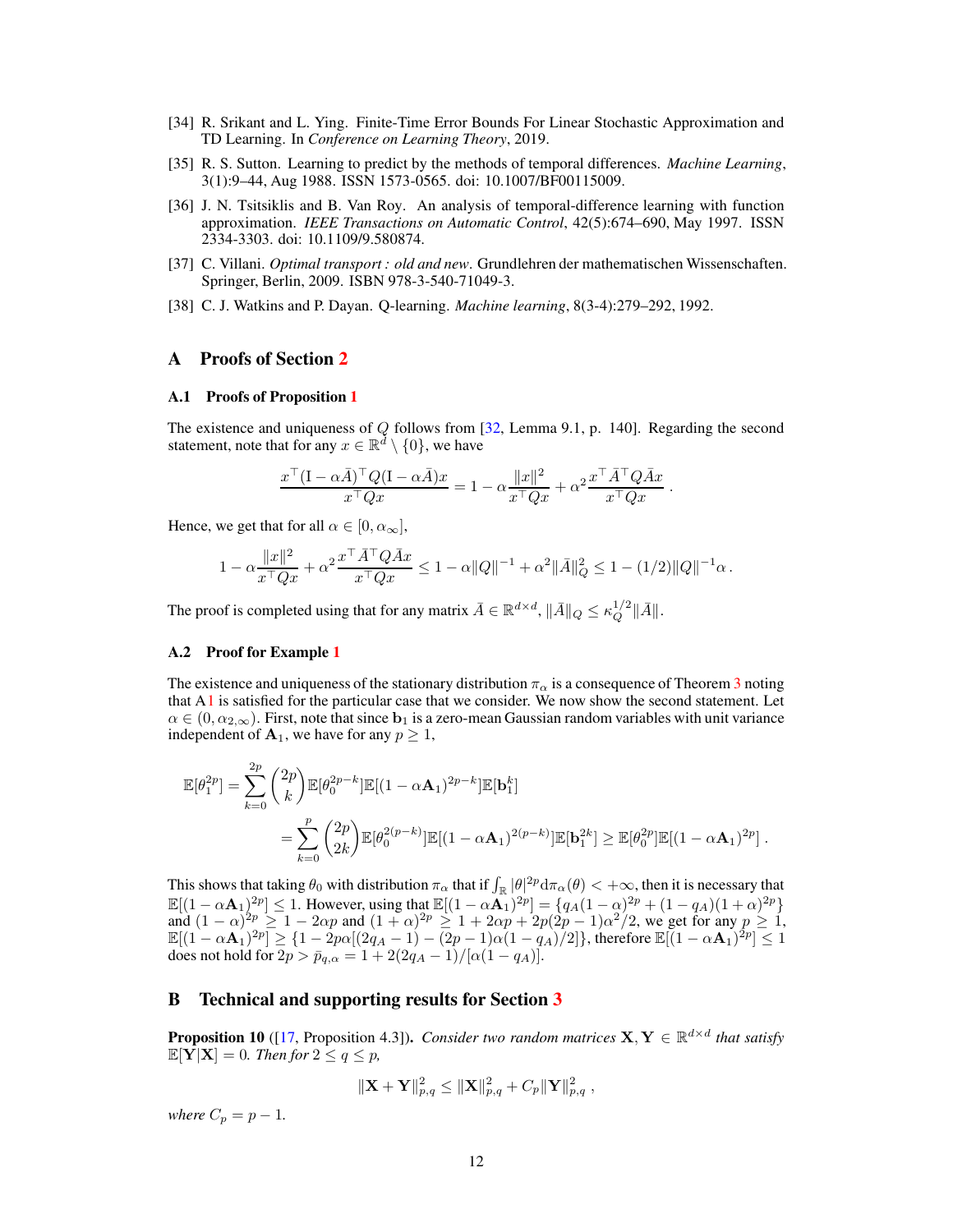[34] R. Srikant and L. Ying. Finite-Time Error Bounds For Linear Stochastic Approximation and TD Learning. In *Conference on Learning Theory*, 2019.

[35] R. S. Sutton. Learning to predict by the methods of temporal differences. *Machine Learning*, 3(1):9–44, Aug 1988. ISSN 1573-0565. doi: 10.1007/BF00115009.

[36] J. N. Tsitsiklis and B. Van Roy. An analysis of temporal-difference learning with function approximation. *IEEE Transactions on Automatic Control*, 42(5):674–690, May 1997. ISSN 2334-3303. doi: 10.1109/9.580874.

[37] C. Villani. *Optimal transport : old and new*. Grundlehren der mathematischen Wissenschaften. Springer, Berlin, 2009. ISBN 978-3-540-71049-3.

[38] C. J. Watkins and P. Dayan. Q-learning. *Machine learning*, 8(3-4):279–292, 1992.

# A Proofs of Section 2

## A.1 Proofs of Proposition 1

The existence and uniqueness of $Q$ follows from [32, Lemma 9.1, p. 140]. Regarding the second statement, note that for any $x \in \mathbb{R}^d \setminus \{0\}$, we have

$$\frac{x^\top (\mathrm{I} - \alpha \bar{A})^\top Q (\mathrm{I} - \alpha \bar{A}) x}{x^\top Q x} = 1 - \alpha \frac{\|x\|^2}{x^\top Q x} + \alpha^2 \frac{x^\top \bar{A}^\top Q \bar{A} x}{x^\top Q x} \,.$$

Hence, we get that for all $\alpha \in [0, \alpha_\infty]$,

$$1 - \alpha \frac{\|x\|^2}{x^\top Q x} + \alpha^2 \frac{x^\top \bar{A}^\top Q \bar{A} x}{x^\top Q x} \leq 1 - \alpha \|Q\|^{-1} + \alpha^2 \|\bar{A}\|_Q^2 \leq 1 - (1/2)\|Q\|^{-1} \alpha \,.$$

The proof is completed using that for any matrix $\bar{A} \in \mathbb{R}^{d \times d}$, $\|\bar{A}\|_Q \leq \kappa_Q^{1/2} \|\bar{A}\|$.

## A.2 Proof for Example 1

The existence and uniqueness of the stationary distribution $\pi_\alpha$ is a consequence of Theorem 3 noting that A1 is satisfied for the particular case that we consider. We now show the second statement. Let $\alpha \in (0, \alpha_{2,\infty})$. First, note that since $\mathbf{b}_1$ is a zero-mean Gaussian random variables with unit variance independent of $\mathbf{A}_1$, we have for any $p \geq 1$,

$$\begin{aligned}
\mathbb{E}[\theta_1^{2p}] &= \sum_{k=0}^{2p} \binom{2p}{k} \mathbb{E}[\theta_0^{2p-k}] \mathbb{E}[(1 - \alpha \mathbf{A}_1)^{2p-k}] \mathbb{E}[\mathbf{b}_1^k] \\
&= \sum_{k=0}^{p} \binom{2p}{2k} \mathbb{E}[\theta_0^{2(p-k)}] \mathbb{E}[(1 - \alpha \mathbf{A}_1)^{2(p-k)}] \mathbb{E}[\mathbf{b}_1^{2k}] \geq \mathbb{E}[\theta_0^{2p}] \mathbb{E}[(1 - \alpha \mathbf{A}_1)^{2p}] \,.
\end{aligned}$$

This shows that taking $\theta_0$ with distribution $\pi_\alpha$ that if $\int_{\mathbb{R}} |\theta|^{2p} \mathrm{d}\pi_\alpha(\theta) < +\infty$, then it is necessary that $\mathbb{E}[(1 - \alpha \mathbf{A}_1)^{2p}] \leq 1$. However, using that $\mathbb{E}[(1 - \alpha \mathbf{A}_1)^{2p}] = \{q_A (1-\alpha)^{2p} + (1 - q_A)(1+\alpha)^{2p}\}$ and $(1-\alpha)^{2p} \geq 1 - 2\alpha p$ and $(1+\alpha)^{2p} \geq 1 + 2\alpha p + 2p(2p-1)\alpha^2/2$, we get for any $p \geq 1$, $\mathbb{E}[(1 - \alpha \mathbf{A}_1)^{2p}] \geq \{1 - 2p\alpha[(2q_A - 1) - (2p-1)\alpha(1 - q_A)/2]\}$, therefore $\mathbb{E}[(1 - \alpha \mathbf{A}_1)^{2p}] \leq 1$ does not hold for $2p > \bar{p}_{q,\alpha} = 1 + 2(2q_A - 1)/[\alpha(1 - q_A)]$.

# B Technical and supporting results for Section 3

**Proposition 10** ([17, Proposition 4.3]). *Consider two random matrices $\mathbf{X}, \mathbf{Y} \in \mathbb{R}^{d \times d}$ that satisfy $\mathbb{E}[\mathbf{Y} | \mathbf{X}] = 0$. Then for $2 \leq q \leq p$,*

$$\|\mathbf{X} + \mathbf{Y}\|_{p,q}^2 \leq \|\mathbf{X}\|_{p,q}^2 + C_p \|\mathbf{Y}\|_{p,q}^2 \,,$$

*where $C_p = p - 1$.*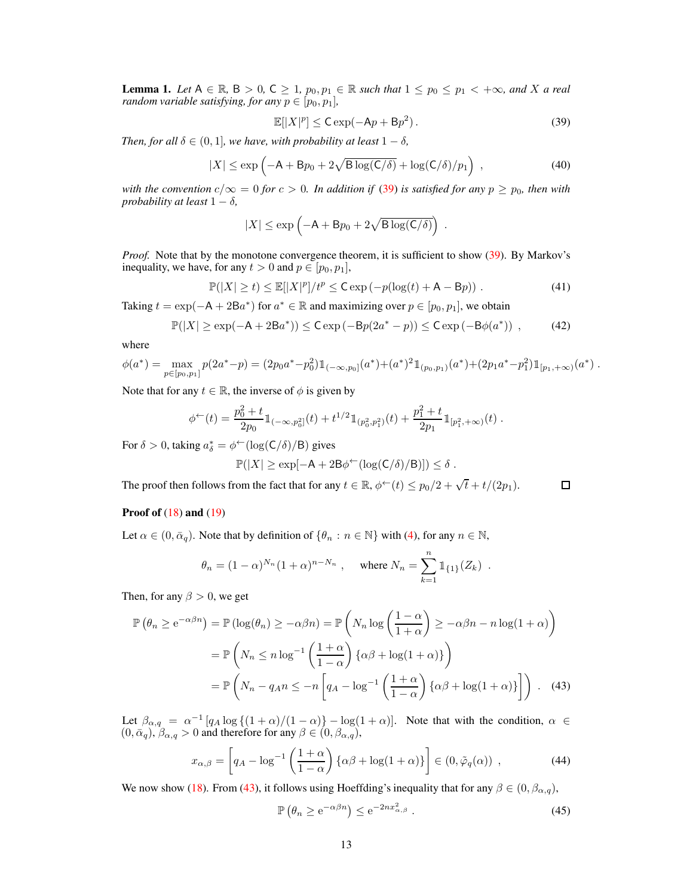**Lemma 1.** *Let* $\mathsf{A} \in \mathbb{R}$*,* $\mathsf{B} > 0$*,* $\mathsf{C} \geq 1$*,* $p_0, p_1 \in \mathbb{R}$ *such that* $1 \leq p_0 \leq p_1 < +\infty$*, and* $X$ *a real random variable satisfying, for any* $p \in [p_0, p_1]$*,*

$$
\mathbb{E}[|X|^p] \leq \mathsf{C} \exp(-\mathsf{A}p + \mathsf{B}p^2) \,. \tag{39}
$$

*Then, for all* $\delta \in (0, 1]$*, we have, with probability at least* $1 - \delta$*,*

$$
|X| \leq \exp\left(-\mathsf{A} + \mathsf{B}p_0 + 2\sqrt{\mathsf{B}\log(\mathsf{C}/\delta)} + \log(\mathsf{C}/\delta)/p_1\right) \,, \tag{40}
$$

*with the convention* $c/\infty = 0$ *for* $c > 0$*. In addition if* (39) *is satisfied for any* $p \geq p_0$*, then with probability at least* $1 - \delta$*,*

$$
|X| \leq \exp\left(-\mathsf{A} + \mathsf{B}p_0 + 2\sqrt{\mathsf{B}\log(\mathsf{C}/\delta)}\right) \,.
$$

*Proof.* Note that by the monotone convergence theorem, it is sufficient to show (39). By Markov's inequality, we have, for any $t > 0$ and $p \in [p_0, p_1]$,

$$
\mathbb{P}(|X| \geq t) \leq \mathbb{E}[|X|^p]/t^p \leq \mathsf{C} \exp\left(-p(\log(t) + \mathsf{A} - \mathsf{B}p)\right) \,. \tag{41}
$$

Taking $t = \exp(-\mathsf{A} + 2\mathsf{B}a^*)$ for $a^* \in \mathbb{R}$ and maximizing over $p \in [p_0, p_1]$, we obtain

$$
\mathbb{P}(|X| \geq \exp(-\mathsf{A} + 2\mathsf{B}a^*)) \leq \mathsf{C} \exp\left(-\mathsf{B}p(2a^* - p)\right) \leq \mathsf{C} \exp\left(-\mathsf{B}\phi(a^*)\right) \,, \tag{42}
$$

where

$$
\phi(a^*) = \max_{p \in [p_0, p_1]} p(2a^* - p) = (2p_0 a^* - p_0^2)\mathbb{1}_{(-\infty, p_0]}(a^*) + (a^*)^2 \mathbb{1}_{(p_0, p_1)}(a^*) + (2p_1 a^* - p_1^2)\mathbb{1}_{[p_1, +\infty)}(a^*) \,.
$$

Note that for any $t \in \mathbb{R}$, the inverse of $\phi$ is given by

$$
\phi^{\leftarrow}(t) = \frac{p_0^2 + t}{2p_0}\mathbb{1}_{(-\infty, p_0^2]}(t) + t^{1/2}\mathbb{1}_{(p_0^2, p_1^2)}(t) + \frac{p_1^2 + t}{2p_1}\mathbb{1}_{[p_1^2, +\infty)}(t) \,.
$$

For $\delta > 0$, taking $a^*_\delta = \phi^{\leftarrow}(\log(\mathsf{C}/\delta)/\mathsf{B})$ gives

$$
\mathbb{P}(|X| \geq \exp[-\mathsf{A} + 2\mathsf{B}\phi^{\leftarrow}(\log(\mathsf{C}/\delta)/\mathsf{B})]) \leq \delta \,.
$$

The proof then follows from the fact that for any $t \in \mathbb{R}$, $\phi^{\leftarrow}(t) \leq p_0/2 + \sqrt{t} + t/(2p_1)$. $\square$

**Proof of** (18) **and** (19)

Let $\alpha \in (0, \bar{\alpha}_q)$. Note that by definition of $\{\theta_n : n \in \mathbb{N}\}$ with (4), for any $n \in \mathbb{N}$,

$$
\theta_n = (1 - \alpha)^{N_n}(1 + \alpha)^{n - N_n} \,, \quad \text{where } N_n = \sum_{k=1}^{n} \mathbb{1}_{\{1\}}(Z_k) \,.
$$

Then, for any $\beta > 0$, we get

$$
\begin{aligned}
\mathbb{P}\left(\theta_n \geq \mathrm{e}^{-\alpha\beta n}\right) &= \mathbb{P}\left(\log(\theta_n) \geq -\alpha\beta n\right) = \mathbb{P}\left(N_n \log\left(\frac{1 - \alpha}{1 + \alpha}\right) \geq -\alpha\beta n - n\log(1 + \alpha)\right) \\
&= \mathbb{P}\left(N_n \leq n \log^{-1}\left(\frac{1 + \alpha}{1 - \alpha}\right)\{\alpha\beta + \log(1 + \alpha)\}\right) \\
&= \mathbb{P}\left(N_n - q_A n \leq -n\left[q_A - \log^{-1}\left(\frac{1 + \alpha}{1 - \alpha}\right)\{\alpha\beta + \log(1 + \alpha)\}\right]\right) \,. \quad (43)
\end{aligned}
$$

Let $\beta_{\alpha,q} = \alpha^{-1}\left[q_A \log\{(1 + \alpha)/(1 - \alpha)\} - \log(1 + \alpha)\right]$. Note that with the condition, $\alpha \in (0, \bar{\alpha}_q)$, $\beta_{\alpha,q} > 0$ and therefore for any $\beta \in (0, \beta_{\alpha,q})$,

$$
x_{\alpha,\beta} = \left[q_A - \log^{-1}\left(\frac{1 + \alpha}{1 - \alpha}\right)\{\alpha\beta + \log(1 + \alpha)\}\right] \in (0, \tilde{\varphi}_q(\alpha)) \,, \tag{44}
$$

We now show (18). From (43), it follows using Hoeffding's inequality that for any $\beta \in (0, \beta_{\alpha,q})$,

$$
\mathbb{P}\left(\theta_n \geq \mathrm{e}^{-\alpha\beta n}\right) \leq \mathrm{e}^{-2n x_{\alpha,\beta}^2} \,. \tag{45}
$$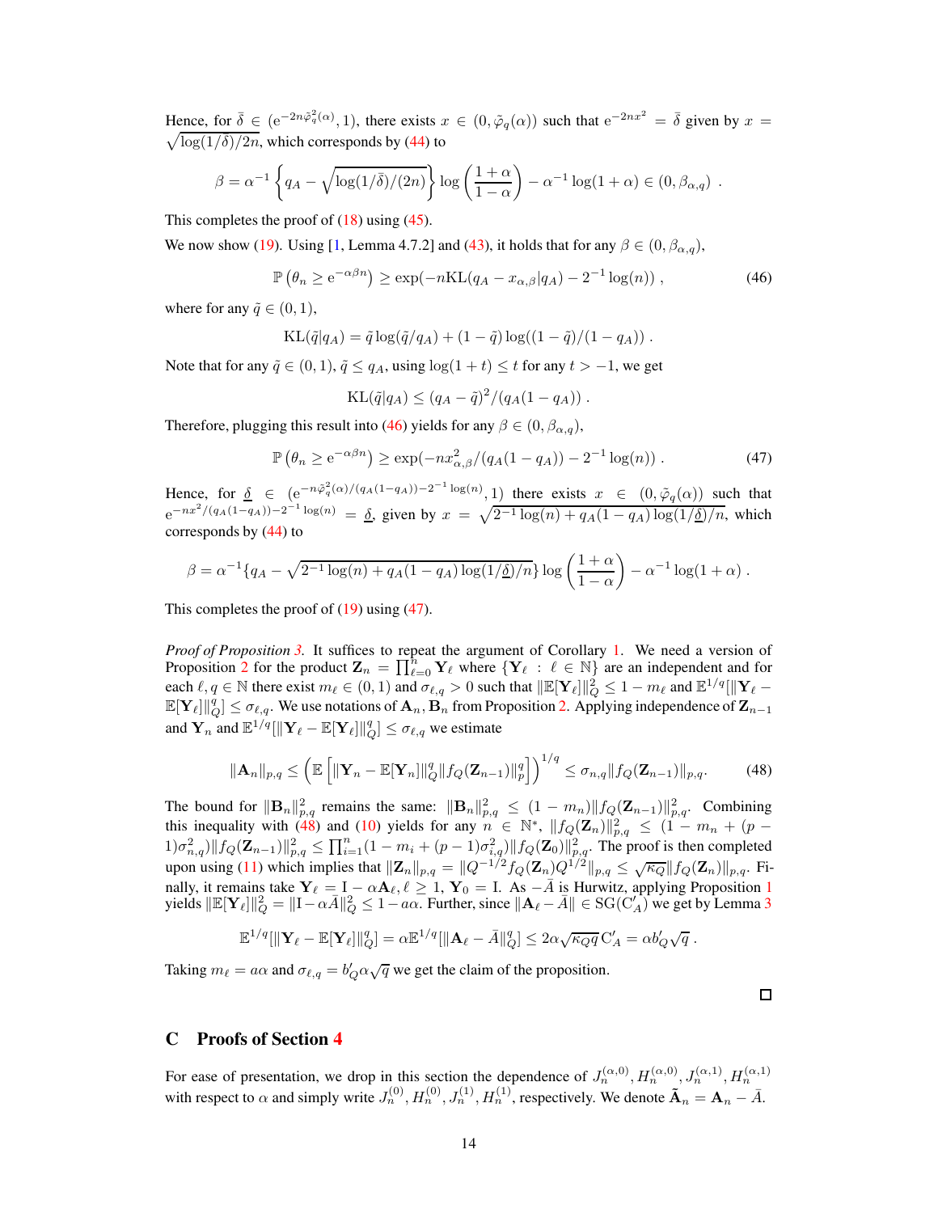Hence, for $\bar{\delta} \in (\mathrm{e}^{-2n\tilde{\varphi}_q^2(\alpha)}, 1)$, there exists $x \in (0, \tilde{\varphi}_q(\alpha))$ such that $\mathrm{e}^{-2nx^2} = \bar{\delta}$ given by $x = \sqrt{\log(1/\bar{\delta})/2n}$, which corresponds by (44) to

$$\beta = \alpha^{-1} \left\{ q_A - \sqrt{\log(1/\bar{\delta})/(2n)} \right\} \log\left(\frac{1+\alpha}{1-\alpha}\right) - \alpha^{-1}\log(1+\alpha) \in (0, \beta_{\alpha,q}) \; .$$

This completes the proof of (18) using (45).

We now show (19). Using [1, Lemma 4.7.2] and (43), it holds that for any $\beta \in (0, \beta_{\alpha,q})$,

$$\mathbb{P}\left(\theta_n \geq \mathrm{e}^{-\alpha\beta n}\right) \geq \exp(-n\mathrm{KL}(q_A - x_{\alpha,\beta}|q_A) - 2^{-1}\log(n)) \; , \tag{46}$$

where for any $\tilde{q} \in (0,1)$,

$$\mathrm{KL}(\tilde{q}|q_A) = \tilde{q}\log(\tilde{q}/q_A) + (1-\tilde{q})\log((1-\tilde{q})/(1-q_A)) \; .$$

Note that for any $\tilde{q} \in (0,1)$, $\tilde{q} \leq q_A$, using $\log(1+t) \leq t$ for any $t > -1$, we get

$$\mathrm{KL}(\tilde{q}|q_A) \leq (q_A - \tilde{q})^2/(q_A(1-q_A)) \; .$$

Therefore, plugging this result into (46) yields for any $\beta \in (0, \beta_{\alpha,q})$,

$$\mathbb{P}\left(\theta_n \geq \mathrm{e}^{-\alpha\beta n}\right) \geq \exp(-nx_{\alpha,\beta}^2/(q_A(1-q_A)) - 2^{-1}\log(n)) \; . \tag{47}$$

Hence, for $\underline{\delta} \in (\mathrm{e}^{-n\tilde{\varphi}_q^2(\alpha)/(q_A(1-q_A)) - 2^{-1}\log(n)}, 1)$ there exists $x \in (0, \tilde{\varphi}_q(\alpha))$ such that $\mathrm{e}^{-nx^2/(q_A(1-q_A)) - 2^{-1}\log(n)} = \underline{\delta}$, given by $x = \sqrt{2^{-1}\log(n) + q_A(1-q_A)\log(1/\underline{\delta})/n}$, which corresponds by (44) to

$$\beta = \alpha^{-1}\{q_A - \sqrt{2^{-1}\log(n) + q_A(1-q_A)\log(1/\underline{\delta})/n}\} \log\left(\frac{1+\alpha}{1-\alpha}\right) - \alpha^{-1}\log(1+\alpha) \; .$$

This completes the proof of (19) using (47).

*Proof of Proposition 3.* It suffices to repeat the argument of Corollary 1. We need a version of Proposition 2 for the product $\mathbf{Z}_n = \prod_{\ell=0}^{n} \mathbf{Y}_\ell$ where $\{\mathbf{Y}_\ell : \ell \in \mathbb{N}\}$ are an independent and for each $\ell, q \in \mathbb{N}$ there exist $m_\ell \in (0,1)$ and $\sigma_{\ell,q} > 0$ such that $\|\mathbb{E}[\mathbf{Y}_\ell]\|_Q^2 \leq 1 - m_\ell$ and $\mathbb{E}^{1/q}[\|\mathbf{Y}_\ell - \mathbb{E}[\mathbf{Y}_\ell]\|_Q^q] \leq \sigma_{\ell,q}$. We use notations of $\mathbf{A}_n, \mathbf{B}_n$ from Proposition 2. Applying independence of $\mathbf{Z}_{n-1}$ and $\mathbf{Y}_n$ and $\mathbb{E}^{1/q}[\|\mathbf{Y}_\ell - \mathbb{E}[\mathbf{Y}_\ell]\|_Q^q] \leq \sigma_{\ell,q}$ we estimate

$$\|\mathbf{A}_n\|_{p,q} \leq \left(\mathbb{E}\left[\|\mathbf{Y}_n - \mathbb{E}[\mathbf{Y}_n]\|_Q^q \|f_Q(\mathbf{Z}_{n-1})\|_p^q\right]\right)^{1/q} \leq \sigma_{n,q}\|f_Q(\mathbf{Z}_{n-1})\|_{p,q}. \tag{48}$$

The bound for $\|\mathbf{B}_n\|_{p,q}^2$ remains the same: $\|\mathbf{B}_n\|_{p,q}^2 \leq (1-m_n)\|f_Q(\mathbf{Z}_{n-1})\|_{p,q}^2$. Combining this inequality with (48) and (10) yields for any $n \in \mathbb{N}^*$, $\|f_Q(\mathbf{Z}_n)\|_{p,q}^2 \leq (1 - m_n + (p-1)\sigma_{n,q}^2)\|f_Q(\mathbf{Z}_{n-1})\|_{p,q}^2 \leq \prod_{i=1}^{n}(1 - m_i + (p-1)\sigma_{i,q}^2)\|f_Q(\mathbf{Z}_0)\|_{p,q}^2$. The proof is then completed upon using (11) which implies that $\|\mathbf{Z}_n\|_{p,q} = \|Q^{-1/2}f_Q(\mathbf{Z}_n)Q^{1/2}\|_{p,q} \leq \sqrt{\kappa_Q}\|f_Q(\mathbf{Z}_n)\|_{p,q}$. Finally, it remains take $\mathbf{Y}_\ell = \mathrm{I} - \alpha\mathbf{A}_\ell, \ell \geq 1$, $\mathbf{Y}_0 = \mathrm{I}$. As $-\bar{A}$ is Hurwitz, applying Proposition 1 yields $\|\mathbb{E}[\mathbf{Y}_\ell]\|_Q^2 = \|\mathrm{I} - \alpha\bar{A}\|_Q^2 \leq 1 - a\alpha$. Further, since $\|\mathbf{A}_\ell - \bar{A}\| \in \mathrm{SG}(\mathrm{C}_A')$ we get by Lemma 3

$$\mathbb{E}^{1/q}[\|\mathbf{Y}_\ell - \mathbb{E}[\mathbf{Y}_\ell]\|_Q^q] = \alpha\mathbb{E}^{1/q}[\|\mathbf{A}_\ell - \bar{A}\|_Q^q] \leq 2\alpha\sqrt{\kappa_Q q}\,\mathrm{C}_A' = \alpha b_Q'\sqrt{q} \; .$$

Taking $m_\ell = a\alpha$ and $\sigma_{\ell,q} = b_Q'\alpha\sqrt{q}$ we get the claim of the proposition.

□

## C Proofs of Section 4

For ease of presentation, we drop in this section the dependence of $J_n^{(\alpha,0)}, H_n^{(\alpha,0)}, J_n^{(\alpha,1)}, H_n^{(\alpha,1)}$ with respect to $\alpha$ and simply write $J_n^{(0)}, H_n^{(0)}, J_n^{(1)}, H_n^{(1)}$, respectively. We denote $\tilde{\mathbf{A}}_n = \mathbf{A}_n - \bar{A}$.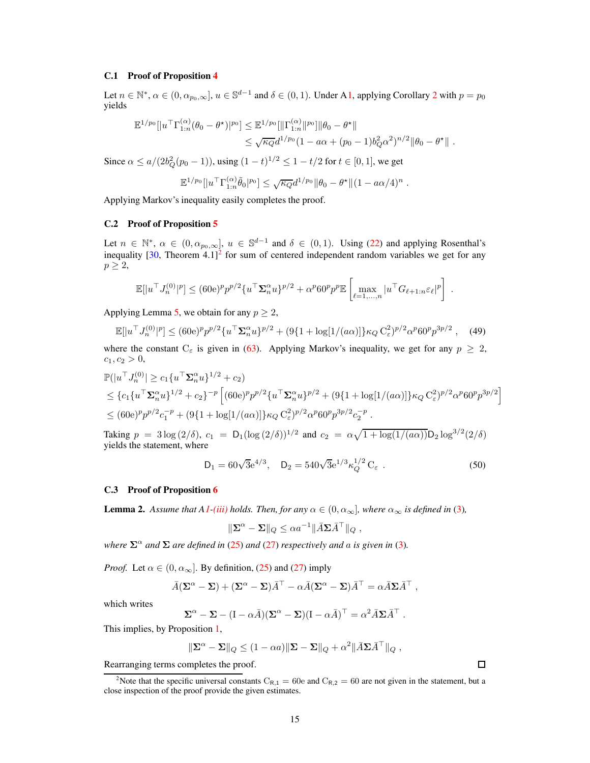### C.1 Proof of Proposition 4

Let $n \in \mathbb{N}^*$, $\alpha \in (0, \alpha_{p_0,\infty}]$, $u \in \mathbb{S}^{d-1}$ and $\delta \in (0,1)$. Under A1, applying Corollary 2 with $p = p_0$ yields

$$
\begin{aligned}
\mathbb{E}^{1/p_0}[|u^\top \Gamma_{1:n}^{(\alpha)}(\theta_0 - \theta^\star)|^{p_0}] &\leq \mathbb{E}^{1/p_0}[\|\Gamma_{1:n}^{(\alpha)}\|^{p_0}]\|\theta_0 - \theta^\star\| \\
&\leq \sqrt{\kappa_Q} d^{1/p_0}(1 - a\alpha + (p_0 - 1)b_Q^2\alpha^2)^{n/2}\|\theta_0 - \theta^\star\| \; .
\end{aligned}
$$

Since $\alpha \leq a/(2b_Q^2(p_0 - 1))$, using $(1-t)^{1/2} \leq 1 - t/2$ for $t \in [0,1]$, we get

$$
\mathbb{E}^{1/p_0}[|u^\top \Gamma_{1:n}^{(\alpha)}\tilde{\theta}_0|^{p_0}] \leq \sqrt{\kappa_Q} d^{1/p_0}\|\theta_0 - \theta^\star\|(1 - a\alpha/4)^n \; .
$$

Applying Markov's inequality easily completes the proof.

### C.2 Proof of Proposition 5

Let $n \in \mathbb{N}^*$, $\alpha \in (0, \alpha_{p_0,\infty}]$, $u \in \mathbb{S}^{d-1}$ and $\delta \in (0,1)$. Using (22) and applying Rosenthal's inequality [30, Theorem 4.1][2] for sum of centered independent random variables we get for any $p \geq 2$,

$$
\mathbb{E}[|u^\top J_n^{(0)}|^p] \leq (60\mathrm{e})^p p^{p/2}\{u^\top \boldsymbol{\Sigma}_n^\alpha u\}^{p/2} + \alpha^p 60^p p^p \mathbb{E}\left[\max_{\ell=1,\ldots,n} |u^\top G_{\ell+1:n}\varepsilon_\ell|^p\right] \; .
$$

Applying Lemma 5, we obtain for any $p \geq 2$,

$$
\mathbb{E}[|u^\top J_n^{(0)}|^p] \leq (60\mathrm{e})^p p^{p/2}\{u^\top \boldsymbol{\Sigma}_n^\alpha u\}^{p/2} + (9\{1 + \log[1/(a\alpha)]\}\kappa_Q\, \mathrm{C}_\varepsilon^2)^{p/2}\alpha^p 60^p p^{3p/2} \; , \tag{49}
$$

where the constant $\mathrm{C}_\varepsilon$ is given in (63). Applying Markov's inequality, we get for any $p \geq 2$, $c_1, c_2 > 0$,

$$
\begin{aligned}
&\mathbb{P}(|u^\top J_n^{(0)}| \geq c_1\{u^\top \boldsymbol{\Sigma}_n^\alpha u\}^{1/2} + c_2) \\
&\leq \{c_1\{u^\top \boldsymbol{\Sigma}_n^\alpha u\}^{1/2} + c_2\}^{-p}\left[(60\mathrm{e})^p p^{p/2}\{u^\top \boldsymbol{\Sigma}_n^\alpha u\}^{p/2} + (9\{1 + \log[1/(a\alpha)]\}\kappa_Q\, \mathrm{C}_\varepsilon^2)^{p/2}\alpha^p 60^p p^{3p/2}\right] \\
&\leq (60\mathrm{e})^p p^{p/2} c_1^{-p} + (9\{1 + \log[1/(a\alpha)]\}\kappa_Q\, \mathrm{C}_\varepsilon^2)^{p/2}\alpha^p 60^p p^{3p/2} c_2^{-p} \; .
\end{aligned}
$$

Taking $p = 3\log(2/\delta)$, $c_1 = \mathsf{D}_1(\log(2/\delta))^{1/2}$ and $c_2 = \alpha\sqrt{1 + \log(1/(a\alpha))}\mathsf{D}_2\log^{3/2}(2/\delta)$ yields the statement, where

$$
\mathsf{D}_1 = 60\sqrt{3}\mathrm{e}^{4/3}, \quad \mathsf{D}_2 = 540\sqrt{3}\mathrm{e}^{1/3}\kappa_Q^{1/2}\, \mathrm{C}_\varepsilon \; . \tag{50}
$$

### C.3 Proof of Proposition 6

**Lemma 2.** *Assume that A1-(iii) holds. Then, for any $\alpha \in (0, \alpha_\infty]$, where $\alpha_\infty$ is defined in (3),*

$$
\|\boldsymbol{\Sigma}^\alpha - \boldsymbol{\Sigma}\|_Q \leq \alpha a^{-1}\|\bar{A}\boldsymbol{\Sigma}\bar{A}^\top\|_Q \; ,
$$

*where $\boldsymbol{\Sigma}^\alpha$ and $\boldsymbol{\Sigma}$ are defined in (25) and (27) respectively and $a$ is given in (3).*

*Proof.* Let $\alpha \in (0, \alpha_\infty]$. By definition, (25) and (27) imply

$$
\bar{A}(\boldsymbol{\Sigma}^\alpha - \boldsymbol{\Sigma}) + (\boldsymbol{\Sigma}^\alpha - \boldsymbol{\Sigma})\bar{A}^\top - \alpha\bar{A}(\boldsymbol{\Sigma}^\alpha - \boldsymbol{\Sigma})\bar{A}^\top = \alpha\bar{A}\boldsymbol{\Sigma}\bar{A}^\top \; ,
$$

which writes

$$
\boldsymbol{\Sigma}^\alpha - \boldsymbol{\Sigma} - (\mathrm{I} - \alpha\bar{A})(\boldsymbol{\Sigma}^\alpha - \boldsymbol{\Sigma})(\mathrm{I} - \alpha\bar{A})^\top = \alpha^2\bar{A}\boldsymbol{\Sigma}\bar{A}^\top \; .
$$

This implies, by Proposition 1,

$$
\|\boldsymbol{\Sigma}^\alpha - \boldsymbol{\Sigma}\|_Q \leq (1 - \alpha a)\|\boldsymbol{\Sigma} - \boldsymbol{\Sigma}\|_Q + \alpha^2\|\bar{A}\boldsymbol{\Sigma}\bar{A}^\top\|_Q \; ,
$$

Rearranging terms completes the proof. ∎

---

[2] Note that the specific universal constants $\mathrm{C}_{\mathsf{R},1} = 60\mathrm{e}$ and $\mathrm{C}_{\mathsf{R},2} = 60$ are not given in the statement, but a close inspection of the proof provide the given estimates.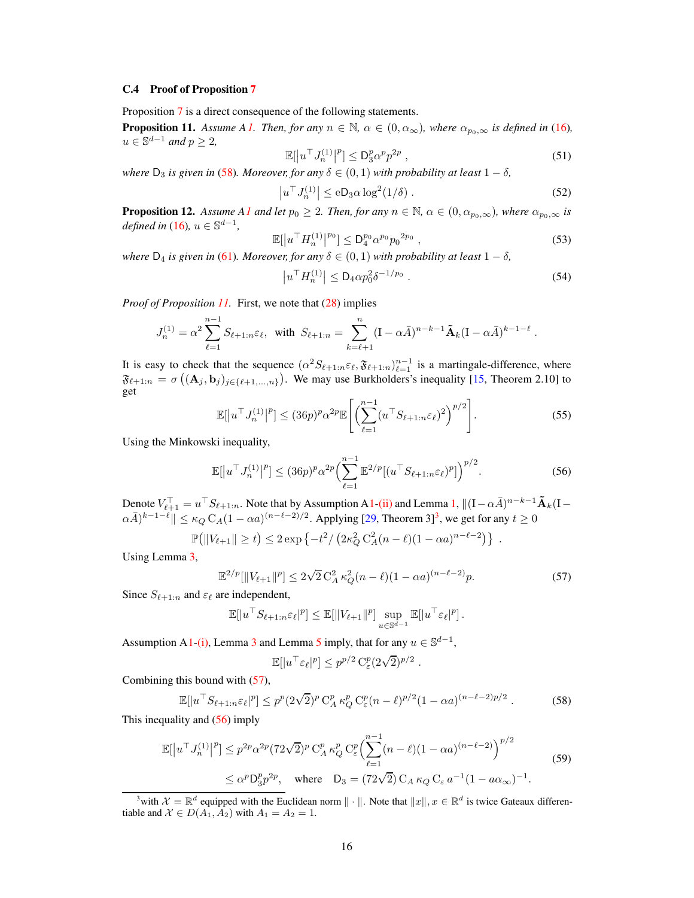### C.4 Proof of Proposition 7

Proposition 7 is a direct consequence of the following statements.

**Proposition 11.** *Assume A1. Then, for any $n \in \mathbb{N}$, $\alpha \in (0, \alpha_\infty)$, where $\alpha_{p_0,\infty}$ is defined in (16), $u \in \mathbb{S}^{d-1}$ and $p \geq 2$,*

$$\mathbb{E}[|u^\top J_n^{(1)}|^p] \leq \mathsf{D}_3^p \alpha^p p^{2p} \,, \tag{51}$$

*where $\mathsf{D}_3$ is given in (58). Moreover, for any $\delta \in (0,1)$ with probability at least $1-\delta$,*

$$|u^\top J_n^{(1)}| \leq \mathrm{e}\mathsf{D}_3 \alpha \log^2(1/\delta) \,. \tag{52}$$

**Proposition 12.** *Assume A1 and let $p_0 \geq 2$. Then, for any $n \in \mathbb{N}$, $\alpha \in (0, \alpha_{p_0,\infty})$, where $\alpha_{p_0,\infty}$ is defined in (16), $u \in \mathbb{S}^{d-1}$,*

$$\mathbb{E}[|u^\top H_n^{(1)}|^{p_0}] \leq \mathsf{D}_4^{p_0} \alpha^{p_0} p_0^{2p_0} \,, \tag{53}$$

*where $\mathsf{D}_4$ is given in (61). Moreover, for any $\delta \in (0,1)$ with probability at least $1-\delta$,*

$$|u^\top H_n^{(1)}| \leq \mathsf{D}_4 \alpha p_0^2 \delta^{-1/p_0} \,. \tag{54}$$

*Proof of Proposition 11.* First, we note that (28) implies

$$J_n^{(1)} = \alpha^2 \sum_{\ell=1}^{n-1} S_{\ell+1:n} \varepsilon_\ell, \text{ with } S_{\ell+1:n} = \sum_{k=\ell+1}^{n} (\mathrm{I} - \alpha \bar{A})^{n-k-1} \tilde{\mathbf{A}}_k (\mathrm{I} - \alpha \bar{A})^{k-1-\ell} \,.$$

It is easy to check that the sequence $(\alpha^2 S_{\ell+1:n}\varepsilon_\ell, \mathfrak{F}_{\ell+1:n})_{\ell=1}^{n-1}$ is a martingale-difference, where $\mathfrak{F}_{\ell+1:n} = \sigma\big((\mathbf{A}_j, \mathbf{b}_j)_{j \in \{\ell+1,\ldots,n\}}\big)$. We may use Burkholders's inequality [15, Theorem 2.10] to get

$$\mathbb{E}[|u^\top J_n^{(1)}|^p] \leq (36p)^p \alpha^{2p} \mathbb{E}\Bigg[\Big(\sum_{\ell=1}^{n-1} (u^\top S_{\ell+1:n}\varepsilon_\ell)^2\Big)^{p/2}\Bigg]. \tag{55}$$

Using the Minkowski inequality,

$$\mathbb{E}[|u^\top J_n^{(1)}|^p] \leq (36p)^p \alpha^{2p} \Big(\sum_{\ell=1}^{n-1} \mathbb{E}^{2/p}[(u^\top S_{\ell+1:n}\varepsilon_\ell)^p]\Big)^{p/2}. \tag{56}$$

Denote $V_{\ell+1}^\top = u^\top S_{\ell+1:n}$. Note that by Assumption A1-(ii) and Lemma 1, $\|(\mathrm{I}-\alpha\bar{A})^{n-k-1}\tilde{\mathbf{A}}_k(\mathrm{I} - \alpha\bar{A})^{k-1-\ell}\| \leq \kappa_Q \, \mathrm{C}_A (1-\alpha a)^{(n-\ell-2)/2}$. Applying [29, Theorem 3][3], we get for any $t \geq 0$

$$\mathbb{P}\big(\|V_{\ell+1}\| \geq t\big) \leq 2\exp\big\{-t^2/\left(2\kappa_Q^2 \, \mathrm{C}_A^2 (n-\ell)(1-\alpha a)^{n-\ell-2}\right)\big\} \,.$$

Using Lemma 3,

$$\mathbb{E}^{2/p}[\|V_{\ell+1}\|^p] \leq 2\sqrt{2}\, \mathrm{C}_A^2 \, \kappa_Q^2 (n-\ell)(1-\alpha a)^{(n-\ell-2)} p. \tag{57}$$

Since $S_{\ell+1:n}$ and $\varepsilon_\ell$ are independent,

$$\mathbb{E}[|u^\top S_{\ell+1:n}\varepsilon_\ell|^p] \leq \mathbb{E}[\|V_{\ell+1}\|^p] \sup_{u \in \mathbb{S}^{d-1}} \mathbb{E}[|u^\top \varepsilon_\ell|^p] \,.$$

Assumption A1-(i), Lemma 3 and Lemma 5 imply, that for any $u \in \mathbb{S}^{d-1}$,

$$\mathbb{E}[|u^\top \varepsilon_\ell|^p] \leq p^{p/2} \, \mathrm{C}_\varepsilon^p (2\sqrt{2})^{p/2} \,.$$

Combining this bound with (57),

$$\mathbb{E}[|u^\top S_{\ell+1:n}\varepsilon_\ell|^p] \leq p^p (2\sqrt{2})^p \, \mathrm{C}_A^p \, \kappa_Q^p \, \mathrm{C}_\varepsilon^p (n-\ell)^{p/2} (1-\alpha a)^{(n-\ell-2)p/2} \,. \tag{58}$$

This inequality and (56) imply

$$\begin{aligned} \mathbb{E}[|u^\top J_n^{(1)}|^p] &\leq p^{2p}\alpha^{2p}(72\sqrt{2})^p \, \mathrm{C}_A^p \, \kappa_Q^p \, \mathrm{C}_\varepsilon^p \Big(\sum_{\ell=1}^{n-1} (n-\ell)(1-\alpha a)^{(n-\ell-2)}\Big)^{p/2} \\ &\leq \alpha^p \mathsf{D}_3^p p^{2p}, \quad \text{where} \quad \mathsf{D}_3 = (72\sqrt{2}) \, \mathrm{C}_A \, \kappa_Q \, \mathrm{C}_\varepsilon \, a^{-1}(1-a\alpha_\infty)^{-1}. \end{aligned} \tag{59}$$

[3] with $\mathcal{X} = \mathbb{R}^d$ equipped with the Euclidean norm $\|\cdot\|$. Note that $\|x\|$, $x \in \mathbb{R}^d$ is twice Gateaux differentiable and $\mathcal{X} \in D(A_1, A_2)$ with $A_1 = A_2 = 1$.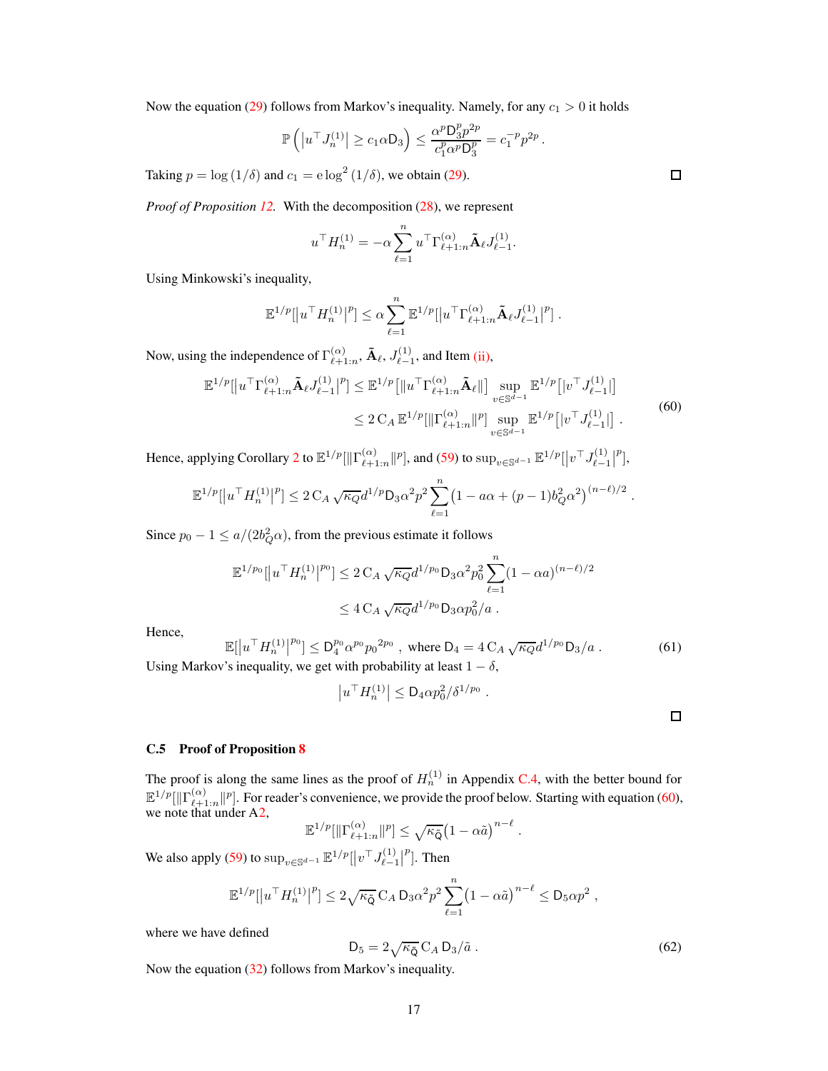Now the equation (29) follows from Markov's inequality. Namely, for any $c_1 > 0$ it holds

$$
\mathbb{P}\left(\left|u^\top J_n^{(1)}\right| \geq c_1 \alpha \mathsf{D}_3\right) \leq \frac{\alpha^p \mathsf{D}_3^p p^{2p}}{c_1^p \alpha^p \mathsf{D}_3^p} = c_1^{-p} p^{2p} .
$$

Taking $p = \log(1/\delta)$ and $c_1 = \mathrm{e} \log^2(1/\delta)$, we obtain (29). ☐

*Proof of Proposition 12.* With the decomposition (28), we represent

$$
u^\top H_n^{(1)} = -\alpha \sum_{\ell=1}^{n} u^\top \Gamma_{\ell+1:n}^{(\alpha)} \tilde{\mathbf{A}}_\ell J_{\ell-1}^{(1)} .
$$

Using Minkowski's inequality,

$$
\mathbb{E}^{1/p}[|u^\top H_n^{(1)}|^p] \leq \alpha \sum_{\ell=1}^{n} \mathbb{E}^{1/p}[|u^\top \Gamma_{\ell+1:n}^{(\alpha)} \tilde{\mathbf{A}}_\ell J_{\ell-1}^{(1)}|^p] .
$$

Now, using the independence of $\Gamma_{\ell+1:n}^{(\alpha)}$, $\tilde{\mathbf{A}}_\ell$, $J_{\ell-1}^{(1)}$, and Item (ii),

$$
\begin{aligned}
\mathbb{E}^{1/p}[|u^\top \Gamma_{\ell+1:n}^{(\alpha)} \tilde{\mathbf{A}}_\ell J_{\ell-1}^{(1)}|^p] &\leq \mathbb{E}^{1/p}\left[\|u^\top \Gamma_{\ell+1:n}^{(\alpha)} \tilde{\mathbf{A}}_\ell\|\right] \sup_{v \in \mathbb{S}^{d-1}} \mathbb{E}^{1/p}\left[|v^\top J_{\ell-1}^{(1)}|\right] \\
&\leq 2\,\mathrm{C}_A\, \mathbb{E}^{1/p}[\|\Gamma_{\ell+1:n}^{(\alpha)}\|^p] \sup_{v \in \mathbb{S}^{d-1}} \mathbb{E}^{1/p}\left[|v^\top J_{\ell-1}^{(1)}|\right] .
\end{aligned} \tag{60}
$$

Hence, applying Corollary 2 to $\mathbb{E}^{1/p}[\|\Gamma_{\ell+1:n}^{(\alpha)}\|^p]$, and (59) to $\sup_{v \in \mathbb{S}^{d-1}} \mathbb{E}^{1/p}[|v^\top J_{\ell-1}^{(1)}|^p]$,

$$
\mathbb{E}^{1/p}[|u^\top H_n^{(1)}|^p] \leq 2\,\mathrm{C}_A \sqrt{\kappa_Q} d^{1/p} \mathsf{D}_3 \alpha^2 p^2 \sum_{\ell=1}^{n} \left(1 - a\alpha + (p-1) b_Q^2 \alpha^2\right)^{(n-\ell)/2} .
$$

Since $p_0 - 1 \leq a/(2 b_Q^2 \alpha)$, from the previous estimate it follows

$$
\begin{aligned}
\mathbb{E}^{1/p_0}[|u^\top H_n^{(1)}|^{p_0}] &\leq 2\,\mathrm{C}_A \sqrt{\kappa_Q} d^{1/p_0} \mathsf{D}_3 \alpha^2 p_0^2 \sum_{\ell=1}^{n} (1 - \alpha a)^{(n-\ell)/2} \\
&\leq 4\,\mathrm{C}_A \sqrt{\kappa_Q} d^{1/p_0} \mathsf{D}_3 \alpha p_0^2 / a .
\end{aligned}
$$

Hence,

$$
\mathbb{E}[|u^\top H_n^{(1)}|^{p_0}] \leq \mathsf{D}_4^{p_0} \alpha^{p_0} p_0^{2p_0} , \text{ where } \mathsf{D}_4 = 4\,\mathrm{C}_A \sqrt{\kappa_Q} d^{1/p_0} \mathsf{D}_3 / a . \tag{61}
$$

Using Markov's inequality, we get with probability at least $1 - \delta$,

$$
|u^\top H_n^{(1)}| \leq \mathsf{D}_4 \alpha p_0^2 / \delta^{1/p_0} .
$$

☐

### C.5 Proof of Proposition 8

The proof is along the same lines as the proof of $H_n^{(1)}$ in Appendix C.4, with the better bound for $\mathbb{E}^{1/p}[\|\Gamma_{\ell+1:n}^{(\alpha)}\|^p]$. For reader's convenience, we provide the proof below. Starting with equation (60), we note that under A2,

$$
\mathbb{E}^{1/p}[\|\Gamma_{\ell+1:n}^{(\alpha)}\|^p] \leq \sqrt{\kappa_{\tilde{\mathsf{Q}}}} \left(1 - \alpha \tilde{a}\right)^{n-\ell} .
$$

We also apply (59) to $\sup_{v \in \mathbb{S}^{d-1}} \mathbb{E}^{1/p}[|v^\top J_{\ell-1}^{(1)}|^p]$. Then

$$
\mathbb{E}^{1/p}[|u^\top H_n^{(1)}|^p] \leq 2 \sqrt{\kappa_{\tilde{\mathsf{Q}}}}\, \mathrm{C}_A\, \mathsf{D}_3 \alpha^2 p^2 \sum_{\ell=1}^{n} \left(1 - \alpha \tilde{a}\right)^{n-\ell} \leq \mathsf{D}_5 \alpha p^2 ,
$$

where we have defined

$$
\mathsf{D}_5 = 2 \sqrt{\kappa_{\tilde{\mathsf{Q}}}}\, \mathrm{C}_A\, \mathsf{D}_3 / \tilde{a} . \tag{62}
$$

Now the equation (32) follows from Markov's inequality.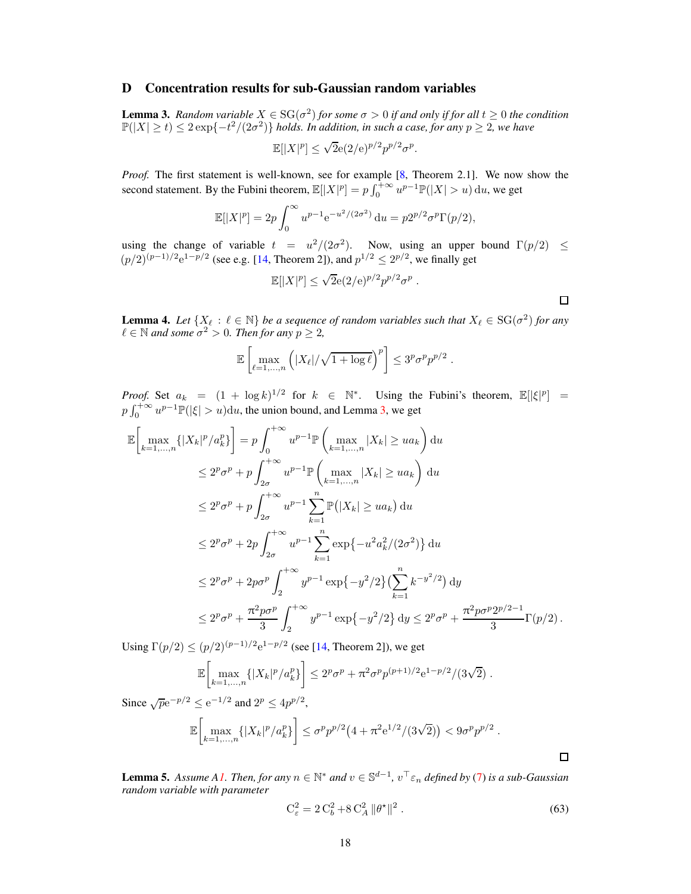# D Concentration results for sub-Gaussian random variables

**Lemma 3.** *Random variable $X \in \mathrm{SG}(\sigma^2)$ for some $\sigma > 0$ if and only if for all $t \geq 0$ the condition $\mathbb{P}(|X| \geq t) \leq 2\exp\{-t^2/(2\sigma^2)\}$ holds. In addition, in such a case, for any $p \geq 2$, we have*

$$\mathbb{E}[|X|^p] \leq \sqrt{2}\mathrm{e}(2/\mathrm{e})^{p/2}p^{p/2}\sigma^p .$$

*Proof.* The first statement is well-known, see for example [8, Theorem 2.1]. We now show the second statement. By the Fubini theorem, $\mathbb{E}[|X|^p] = p\int_0^{+\infty} u^{p-1}\mathbb{P}(|X| > u)\,\mathrm{d}u$, we get

$$\mathbb{E}[|X|^p] = 2p\int_0^{\infty} u^{p-1}\mathrm{e}^{-u^2/(2\sigma^2)}\,\mathrm{d}u = p2^{p/2}\sigma^p\Gamma(p/2),$$

using the change of variable $t = u^2/(2\sigma^2)$. Now, using an upper bound $\Gamma(p/2) \leq (p/2)^{(p-1)/2}\mathrm{e}^{1-p/2}$ (see e.g. [14, Theorem 2]), and $p^{1/2} \leq 2^{p/2}$, we finally get

$$\mathbb{E}[|X|^p] \leq \sqrt{2}\mathrm{e}(2/\mathrm{e})^{p/2}p^{p/2}\sigma^p .$$

□

**Lemma 4.** *Let $\{X_\ell : \ell \in \mathbb{N}\}$ be a sequence of random variables such that $X_\ell \in \mathrm{SG}(\sigma^2)$ for any $\ell \in \mathbb{N}$ and some $\sigma^2 > 0$. Then for any $p \geq 2$,*

$$\mathbb{E}\left[\max_{\ell=1,\ldots,n}\left(|X_\ell|/\sqrt{1+\log \ell}\right)^p\right] \leq 3^p\sigma^p p^{p/2} .$$

*Proof.* Set $a_k = (1 + \log k)^{1/2}$ for $k \in \mathbb{N}^*$. Using the Fubini's theorem, $\mathbb{E}[|\xi|^p] = p\int_0^{+\infty} u^{p-1}\mathbb{P}(|\xi| > u)\mathrm{d}u$, the union bound, and Lemma 3, we get

$$
\begin{aligned}
\mathbb{E}\left[\max_{k=1,\ldots,n}\{|X_k|^p/a_k^p\}\right] &= p\int_0^{+\infty} u^{p-1}\mathbb{P}\left(\max_{k=1,\ldots,n}|X_k| \geq ua_k\right)\mathrm{d}u \\
&\leq 2^p\sigma^p + p\int_{2\sigma}^{+\infty} u^{p-1}\mathbb{P}\left(\max_{k=1,\ldots,n}|X_k| \geq ua_k\right)\mathrm{d}u \\
&\leq 2^p\sigma^p + p\int_{2\sigma}^{+\infty} u^{p-1}\sum_{k=1}^{n}\mathbb{P}\big(|X_k| \geq ua_k\big)\,\mathrm{d}u \\
&\leq 2^p\sigma^p + 2p\int_{2\sigma}^{+\infty} u^{p-1}\sum_{k=1}^{n}\exp\{-u^2a_k^2/(2\sigma^2)\}\,\mathrm{d}u \\
&\leq 2^p\sigma^p + 2p\sigma^p\int_{2}^{+\infty} y^{p-1}\exp\{-y^2/2\}\big(\sum_{k=1}^{n}k^{-y^2/2}\big)\,\mathrm{d}y \\
&\leq 2^p\sigma^p + \frac{\pi^2p\sigma^p}{3}\int_{2}^{+\infty} y^{p-1}\exp\{-y^2/2\}\,\mathrm{d}y \leq 2^p\sigma^p + \frac{\pi^2p\sigma^p2^{p/2-1}}{3}\Gamma(p/2) .
\end{aligned}
$$

Using $\Gamma(p/2) \leq (p/2)^{(p-1)/2}\mathrm{e}^{1-p/2}$ (see [14, Theorem 2]), we get

$$\mathbb{E}\left[\max_{k=1,\ldots,n}\{|X_k|^p/a_k^p\}\right] \leq 2^p\sigma^p + \pi^2\sigma^p p^{(p+1)/2}\mathrm{e}^{1-p/2}/(3\sqrt{2}) .$$

Since $\sqrt{p}\mathrm{e}^{-p/2} \leq \mathrm{e}^{-1/2}$ and $2^p \leq 4p^{p/2}$,

$$\mathbb{E}\left[\max_{k=1,\ldots,n}\{|X_k|^p/a_k^p\}\right] \leq \sigma^p p^{p/2}\big(4 + \pi^2\mathrm{e}^{1/2}/(3\sqrt{2})\big) < 9\sigma^p p^{p/2} .$$

□

**Lemma 5.** *Assume A1. Then, for any $n \in \mathbb{N}^*$ and $v \in \mathbb{S}^{d-1}$, $v^\top\varepsilon_n$ defined by (7) is a sub-Gaussian random variable with parameter*

$$\mathrm{C}_\varepsilon^2 = 2\,\mathrm{C}_b^2 + 8\,\mathrm{C}_A^2\,\|\theta^\star\|^2 . \tag{63}$$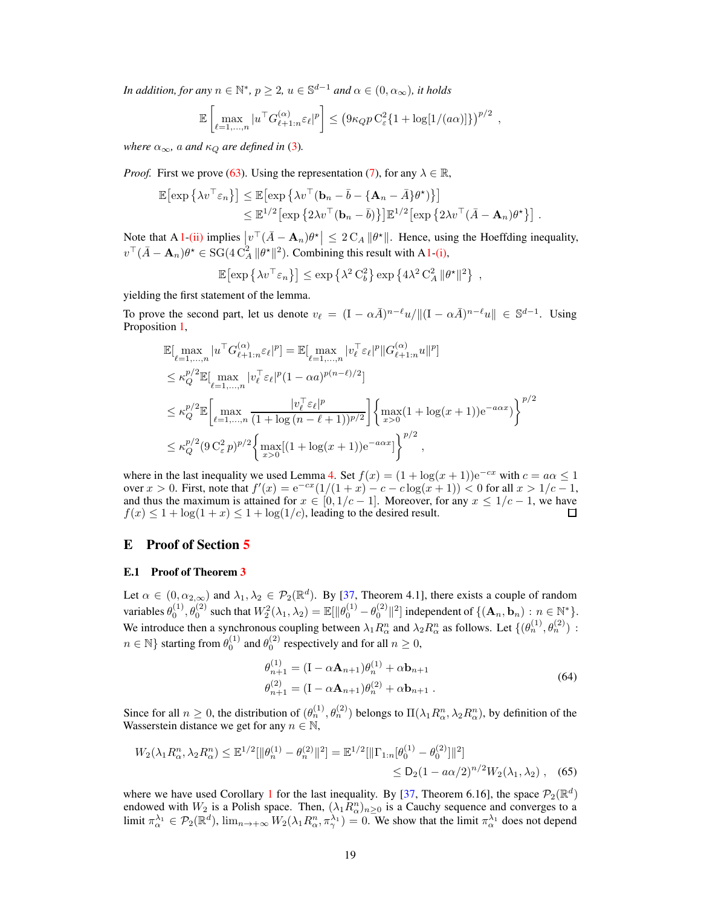*In addition, for any $n \in \mathbb{N}^*$, $p \geq 2$, $u \in \mathbb{S}^{d-1}$ and $\alpha \in (0, \alpha_\infty)$, it holds*

$$
\mathbb{E}\left[\max_{\ell=1,\ldots,n} |u^\top G^{(\alpha)}_{\ell+1:n} \varepsilon_\ell|^p\right] \leq \left(9\kappa_Q p \, \mathrm{C}_\varepsilon^2 \{1 + \log[1/(a\alpha)]\}\right)^{p/2} ,
$$

*where $\alpha_\infty$, $a$ and $\kappa_Q$ are defined in (3).*

*Proof.* First we prove (63). Using the representation (7), for any $\lambda \in \mathbb{R}$,

$$
\begin{aligned}
\mathbb{E}\big[\exp\left\{\lambda v^\top \varepsilon_n\right\}\big] &\leq \mathbb{E}\big[\exp\left\{\lambda v^\top (\mathbf{b}_n - \bar{b} - \{\mathbf{A}_n - \bar{A}\}\theta^\star)\right\}\big] \\
&\leq \mathbb{E}^{1/2}\big[\exp\left\{2\lambda v^\top (\mathbf{b}_n - \bar{b})\right\}\big]\mathbb{E}^{1/2}\big[\exp\left\{2\lambda v^\top (\bar{A} - \mathbf{A}_n)\theta^\star\right\}\big] \; .
\end{aligned}
$$

Note that A 1-(ii) implies $\left|v^\top(\bar{A} - \mathbf{A}_n)\theta^\star\right| \leq 2\,\mathrm{C}_A \|\theta^\star\|$. Hence, using the Hoeffding inequality, $v^\top(\bar{A} - \mathbf{A}_n)\theta^\star \in \mathrm{SG}(4\,\mathrm{C}_A^2 \|\theta^\star\|^2)$. Combining this result with A1-(i),

$$
\mathbb{E}\big[\exp\left\{\lambda v^\top \varepsilon_n\right\}\big] \leq \exp\left\{\lambda^2 \,\mathrm{C}_b^2\right\} \exp\left\{4\lambda^2 \,\mathrm{C}_A^2 \|\theta^\star\|^2\right\} \;,
$$

yielding the first statement of the lemma.

To prove the second part, let us denote $v_\ell = (\mathrm{I} - \alpha\bar{A})^{n-\ell}u / \|(\mathrm{I} - \alpha\bar{A})^{n-\ell}u\| \in \mathbb{S}^{d-1}$. Using Proposition 1,

$$
\begin{aligned}
\mathbb{E}\big[\max_{\ell=1,\ldots,n} |u^\top G^{(\alpha)}_{\ell+1:n} \varepsilon_\ell|^p\big] &= \mathbb{E}\big[\max_{\ell=1,\ldots,n} |v_\ell^\top \varepsilon_\ell|^p \|G^{(\alpha)}_{\ell+1:n} u\|^p\big] \\
&\leq \kappa_Q^{p/2} \mathbb{E}\big[\max_{\ell=1,\ldots,n} |v_\ell^\top \varepsilon_\ell|^p (1 - \alpha a)^{p(n-\ell)/2}\big] \\
&\leq \kappa_Q^{p/2} \mathbb{E}\bigg[\max_{\ell=1,\ldots,n} \frac{|v_\ell^\top \varepsilon_\ell|^p}{(1 + \log{(n - \ell + 1)})^{p/2}}\bigg] \left\{\max_{x>0} (1 + \log(x+1)) \mathrm{e}^{-a\alpha x}\right\}^{p/2} \\
&\leq \kappa_Q^{p/2} (9\,\mathrm{C}_\varepsilon^2 \, p)^{p/2} \left\{\max_{x>0} [(1 + \log(x+1)) \mathrm{e}^{-a\alpha x}]\right\}^{p/2} \;,
\end{aligned}
$$

where in the last inequality we used Lemma 4. Set $f(x) = (1 + \log(x+1))\mathrm{e}^{-cx}$ with $c = a\alpha \leq 1$ over $x > 0$. First, note that $f'(x) = \mathrm{e}^{-cx}(1/(1+x) - c - c\log(x+1)) < 0$ for all $x > 1/c - 1$, and thus the maximum is attained for $x \in [0, 1/c - 1]$. Moreover, for any $x \leq 1/c - 1$, we have $f(x) \leq 1 + \log(1+x) \leq 1 + \log(1/c)$, leading to the desired result. □

# E Proof of Section 5

## E.1 Proof of Theorem 3

Let $\alpha \in (0, \alpha_{2,\infty})$ and $\lambda_1, \lambda_2 \in \mathcal{P}_2(\mathbb{R}^d)$. By [37, Theorem 4.1], there exists a couple of random variables $\theta_0^{(1)}, \theta_0^{(2)}$ such that $W_2^2(\lambda_1, \lambda_2) = \mathbb{E}[\|\theta_0^{(1)} - \theta_0^{(2)}\|^2]$ independent of $\{(\mathbf{A}_n, \mathbf{b}_n) : n \in \mathbb{N}^*\}$. We introduce then a synchronous coupling between $\lambda_1 R_\alpha^n$ and $\lambda_2 R_\alpha^n$ as follows. Let $\{(\theta_n^{(1)}, \theta_n^{(2)}) : n \in \mathbb{N}\}$ starting from $\theta_0^{(1)}$ and $\theta_0^{(2)}$ respectively and for all $n \geq 0$,

$$
\begin{aligned}
\theta_{n+1}^{(1)} &= (\mathrm{I} - \alpha\mathbf{A}_{n+1})\theta_n^{(1)} + \alpha\mathbf{b}_{n+1} \\
\theta_{n+1}^{(2)} &= (\mathrm{I} - \alpha\mathbf{A}_{n+1})\theta_n^{(2)} + \alpha\mathbf{b}_{n+1} \; .
\end{aligned}
\tag{64}
$$

Since for all $n \geq 0$, the distribution of $(\theta_n^{(1)}, \theta_n^{(2)})$ belongs to $\Pi(\lambda_1 R_\alpha^n, \lambda_2 R_\alpha^n)$, by definition of the Wasserstein distance we get for any $n \in \mathbb{N}$,

$$
\begin{aligned}
W_2(\lambda_1 R_\alpha^n, \lambda_2 R_\alpha^n) \leq \mathbb{E}^{1/2}[\|\theta_n^{(1)} - \theta_n^{(2)}\|^2] &= \mathbb{E}^{1/2}[\|\Gamma_{1:n}[\theta_0^{(1)} - \theta_0^{(2)}]\|^2] \\
&\leq \mathsf{D}_2(1 - a\alpha/2)^{n/2} W_2(\lambda_1, \lambda_2) \;,
\end{aligned}
\tag{65}
$$

where we have used Corollary 1 for the last inequality. By [37, Theorem 6.16], the space $\mathcal{P}_2(\mathbb{R}^d)$ endowed with $W_2$ is a Polish space. Then, $(\lambda_1 R_\alpha^n)_{n\geq 0}$ is a Cauchy sequence and converges to a limit $\pi_\alpha^{\lambda_1} \in \mathcal{P}_2(\mathbb{R}^d)$, $\lim_{n\to+\infty} W_2(\lambda_1 R_\alpha^n, \pi_\gamma^{\lambda_1}) = 0$. We show that the limit $\pi_\alpha^{\lambda_1}$ does not depend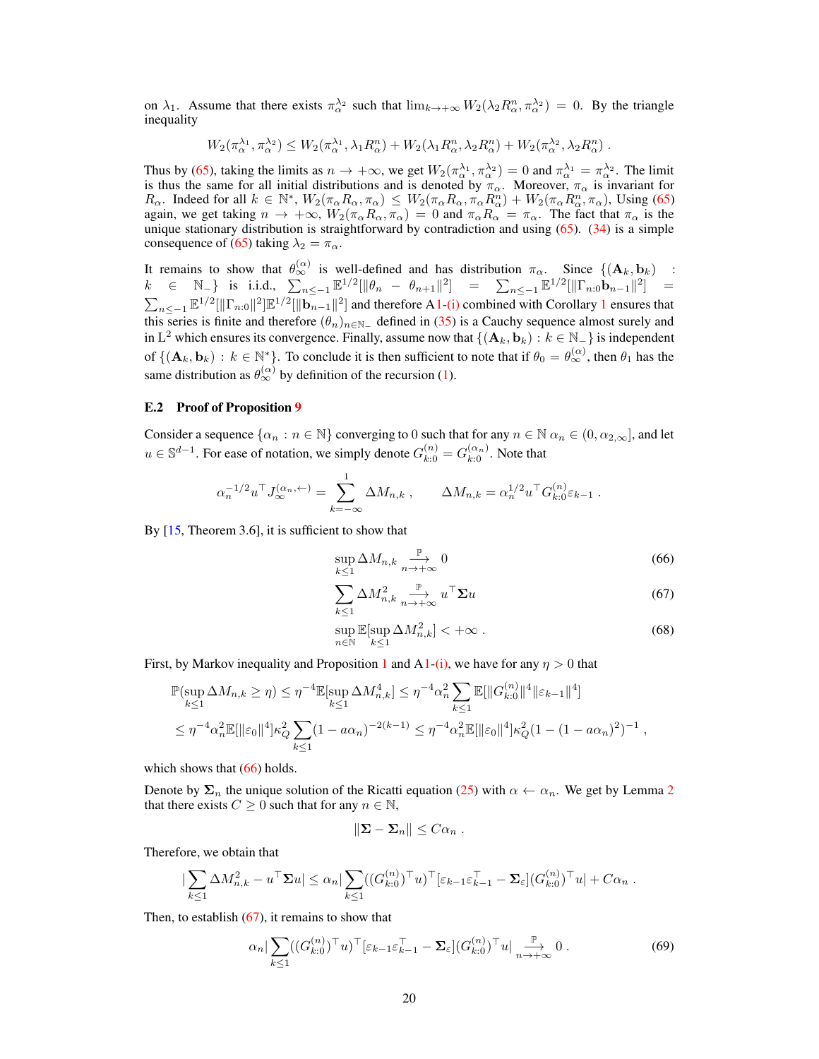on $\lambda_1$. Assume that there exists $\pi_\alpha^{\lambda_2}$ such that $\lim_{k\to+\infty} W_2(\lambda_2 R_\alpha^n, \pi_\alpha^{\lambda_2}) = 0$. By the triangle inequality

$$W_2(\pi_\alpha^{\lambda_1}, \pi_\alpha^{\lambda_2}) \le W_2(\pi_\alpha^{\lambda_1}, \lambda_1 R_\alpha^n) + W_2(\lambda_1 R_\alpha^n, \lambda_2 R_\alpha^n) + W_2(\pi_\alpha^{\lambda_2}, \lambda_2 R_\alpha^n) .$$

Thus by (65), taking the limits as $n \to +\infty$, we get $W_2(\pi_\alpha^{\lambda_1}, \pi_\alpha^{\lambda_2}) = 0$ and $\pi_\alpha^{\lambda_1} = \pi_\alpha^{\lambda_2}$. The limit is thus the same for all initial distributions and is denoted by $\pi_\alpha$. Moreover, $\pi_\alpha$ is invariant for $R_\alpha$. Indeed for all $k \in \mathbb{N}^*$, $W_2(\pi_\alpha R_\alpha, \pi_\alpha) \le W_2(\pi_\alpha R_\alpha, \pi_\alpha R_\alpha^n) + W_2(\pi_\alpha R_\alpha^n, \pi_\alpha)$, Using (65) again, we get taking $n \to +\infty$, $W_2(\pi_\alpha R_\alpha, \pi_\alpha) = 0$ and $\pi_\alpha R_\alpha = \pi_\alpha$. The fact that $\pi_\alpha$ is the unique stationary distribution is straightforward by contradiction and using (65). (34) is a simple consequence of (65) taking $\lambda_2 = \pi_\alpha$.

It remains to show that $\theta_\infty^{(\alpha)}$ is well-defined and has distribution $\pi_\alpha$. Since $\{(\mathbf{A}_k, \mathbf{b}_k) : k \in \mathbb{N}_-\}$ is i.i.d., $\sum_{n\le -1} \mathbb{E}^{1/2}[\|\theta_n - \theta_{n+1}\|^2] = \sum_{n\le -1} \mathbb{E}^{1/2}[\|\Gamma_{n:0}\mathbf{b}_{n-1}\|^2] = \sum_{n\le -1} \mathbb{E}^{1/2}[\|\Gamma_{n:0}\|^2]\mathbb{E}^{1/2}[\|\mathbf{b}_{n-1}\|^2]$ and therefore A1-(i) combined with Corollary 1 ensures that this series is finite and therefore $(\theta_n)_{n\in\mathbb{N}_-}$ defined in (35) is a Cauchy sequence almost surely and in $\mathrm{L}^2$ which ensures its convergence. Finally, assume now that $\{(\mathbf{A}_k, \mathbf{b}_k) : k \in \mathbb{N}_-\}$ is independent of $\{(\mathbf{A}_k, \mathbf{b}_k) : k \in \mathbb{N}^*\}$. To conclude it is then sufficient to note that if $\theta_0 = \theta_\infty^{(\alpha)}$, then $\theta_1$ has the same distribution as $\theta_\infty^{(\alpha)}$ by definition of the recursion (1).

### E.2 Proof of Proposition 9

Consider a sequence $\{\alpha_n : n \in \mathbb{N}\}$ converging to 0 such that for any $n \in \mathbb{N}$ $\alpha_n \in (0, \alpha_{2,\infty}]$, and let $u \in \mathbb{S}^{d-1}$. For ease of notation, we simply denote $G_{k:0}^{(n)} = G_{k:0}^{(\alpha_n)}$. Note that

$$\alpha_n^{-1/2} u^\top J_\infty^{(\alpha_n,\leftarrow)} = \sum_{k=-\infty}^{1} \Delta M_{n,k} , \qquad \Delta M_{n,k} = \alpha_n^{1/2} u^\top G_{k:0}^{(n)} \varepsilon_{k-1} .$$

By [15, Theorem 3.6], it is sufficient to show that

$$\sup_{k\le 1} \Delta M_{n,k} \xrightarrow[n\to+\infty]{\mathbb{P}} 0 \tag{66}$$

$$\sum_{k\le 1} \Delta M_{n,k}^2 \xrightarrow[n\to+\infty]{\mathbb{P}} u^\top \mathbf{\Sigma} u \tag{67}$$

$$\sup_{n\in\mathbb{N}} \mathbb{E}[\sup_{k\le 1} \Delta M_{n,k}^2] < +\infty . \tag{68}$$

First, by Markov inequality and Proposition 1 and A1-(i), we have for any $\eta > 0$ that

$$\begin{aligned}
\mathbb{P}(\sup_{k\le 1} \Delta M_{n,k} \ge \eta) &\le \eta^{-4}\mathbb{E}[\sup_{k\le 1} \Delta M_{n,k}^4] \le \eta^{-4}\alpha_n^2 \sum_{k\le 1} \mathbb{E}[\|G_{k:0}^{(n)}\|^4 \|\varepsilon_{k-1}\|^4] \\
&\le \eta^{-4}\alpha_n^2 \mathbb{E}[\|\varepsilon_0\|^4]\kappa_Q^2 \sum_{k\le 1} (1 - a\alpha_n)^{-2(k-1)} \le \eta^{-4}\alpha_n^2 \mathbb{E}[\|\varepsilon_0\|^4]\kappa_Q^2 (1 - (1 - a\alpha_n)^2)^{-1} ,
\end{aligned}$$

which shows that (66) holds.

Denote by $\mathbf{\Sigma}_n$ the unique solution of the Ricatti equation (25) with $\alpha \leftarrow \alpha_n$. We get by Lemma 2 that there exists $C \ge 0$ such that for any $n \in \mathbb{N}$,

$$\|\mathbf{\Sigma} - \mathbf{\Sigma}_n\| \le C\alpha_n .$$

Therefore, we obtain that

$$|\sum_{k\le 1} \Delta M_{n,k}^2 - u^\top \mathbf{\Sigma} u| \le \alpha_n |\sum_{k\le 1} ((G_{k:0}^{(n)})^\top u)^\top [\varepsilon_{k-1}\varepsilon_{k-1}^\top - \mathbf{\Sigma}_\varepsilon](G_{k:0}^{(n)})^\top u| + C\alpha_n .$$

Then, to establish (67), it remains to show that

$$\alpha_n |\sum_{k\le 1} ((G_{k:0}^{(n)})^\top u)^\top [\varepsilon_{k-1}\varepsilon_{k-1}^\top - \mathbf{\Sigma}_\varepsilon](G_{k:0}^{(n)})^\top u| \xrightarrow[n\to+\infty]{\mathbb{P}} 0 . \tag{69}$$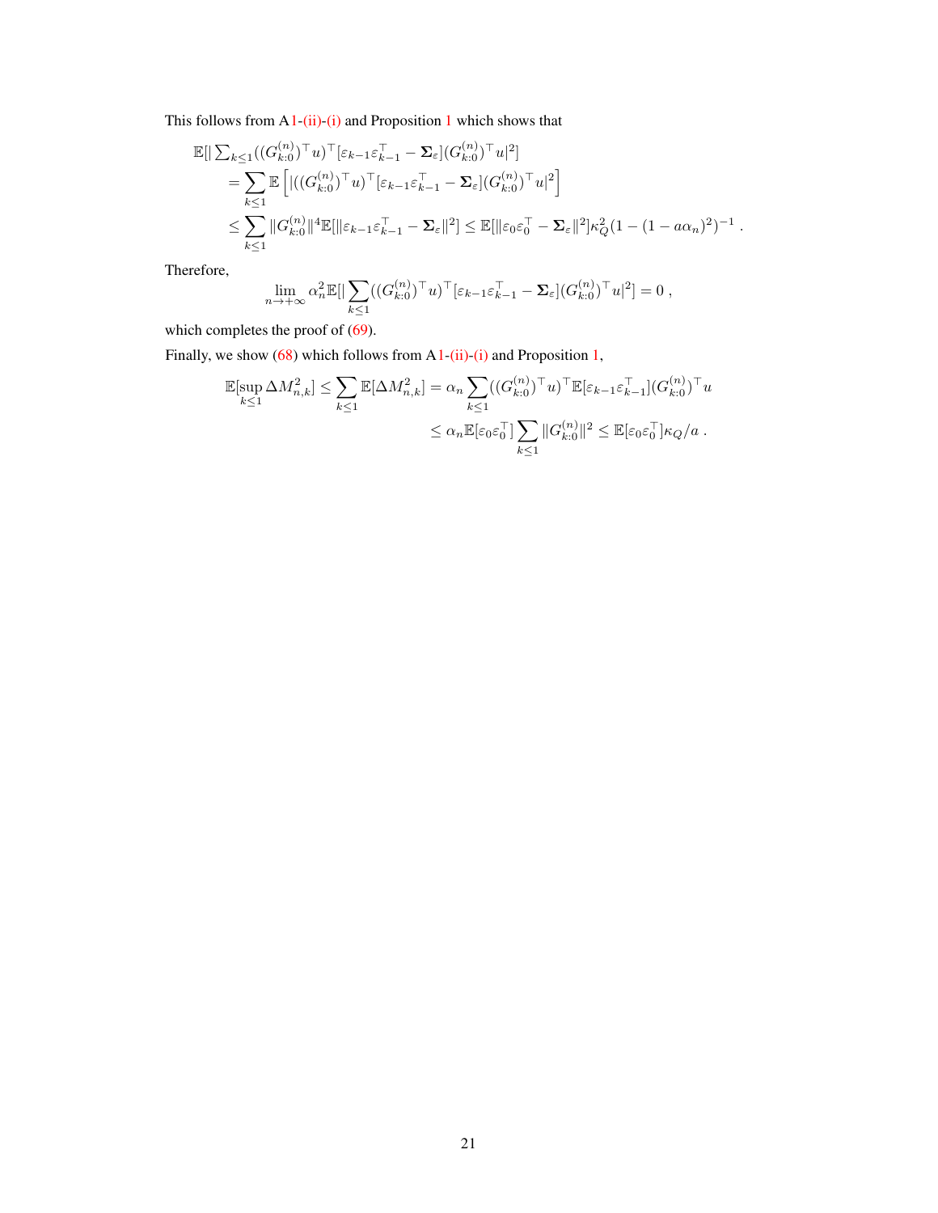This follows from A1-(ii)-(i) and Proposition 1 which shows that

$$
\begin{aligned}
&\mathbb{E}[|\textstyle\sum_{k\leq 1}((G_{k:0}^{(n)})^\top u)^\top[\varepsilon_{k-1}\varepsilon_{k-1}^\top - \boldsymbol{\Sigma}_\varepsilon](G_{k:0}^{(n)})^\top u|^2] \\
&\quad = \sum_{k\leq 1}\mathbb{E}\left[|((G_{k:0}^{(n)})^\top u)^\top[\varepsilon_{k-1}\varepsilon_{k-1}^\top - \boldsymbol{\Sigma}_\varepsilon](G_{k:0}^{(n)})^\top u|^2\right] \\
&\quad \leq \sum_{k\leq 1}\|G_{k:0}^{(n)}\|^4\mathbb{E}[\|\varepsilon_{k-1}\varepsilon_{k-1}^\top - \boldsymbol{\Sigma}_\varepsilon\|^2] \leq \mathbb{E}[\|\varepsilon_0\varepsilon_0^\top - \boldsymbol{\Sigma}_\varepsilon\|^2]\kappa_Q^2(1-(1-a\alpha_n)^2)^{-1} \; .
\end{aligned}
$$

Therefore,

$$
\lim_{n\to+\infty}\alpha_n^2\mathbb{E}[|\sum_{k\leq 1}((G_{k:0}^{(n)})^\top u)^\top[\varepsilon_{k-1}\varepsilon_{k-1}^\top - \boldsymbol{\Sigma}_\varepsilon](G_{k:0}^{(n)})^\top u|^2] = 0 \; ,
$$

which completes the proof of (69).

Finally, we show (68) which follows from A1-(ii)-(i) and Proposition 1,

$$
\begin{aligned}
\mathbb{E}[\sup_{k\leq 1}\Delta M_{n,k}^2] \leq \sum_{k\leq 1}\mathbb{E}[\Delta M_{n,k}^2] &= \alpha_n\sum_{k\leq 1}((G_{k:0}^{(n)})^\top u)^\top\mathbb{E}[\varepsilon_{k-1}\varepsilon_{k-1}^\top](G_{k:0}^{(n)})^\top u \\
&\leq \alpha_n\mathbb{E}[\varepsilon_0\varepsilon_0^\top]\sum_{k\leq 1}\|G_{k:0}^{(n)}\|^2 \leq \mathbb{E}[\varepsilon_0\varepsilon_0^\top]\kappa_Q/a \; .
\end{aligned}
$$